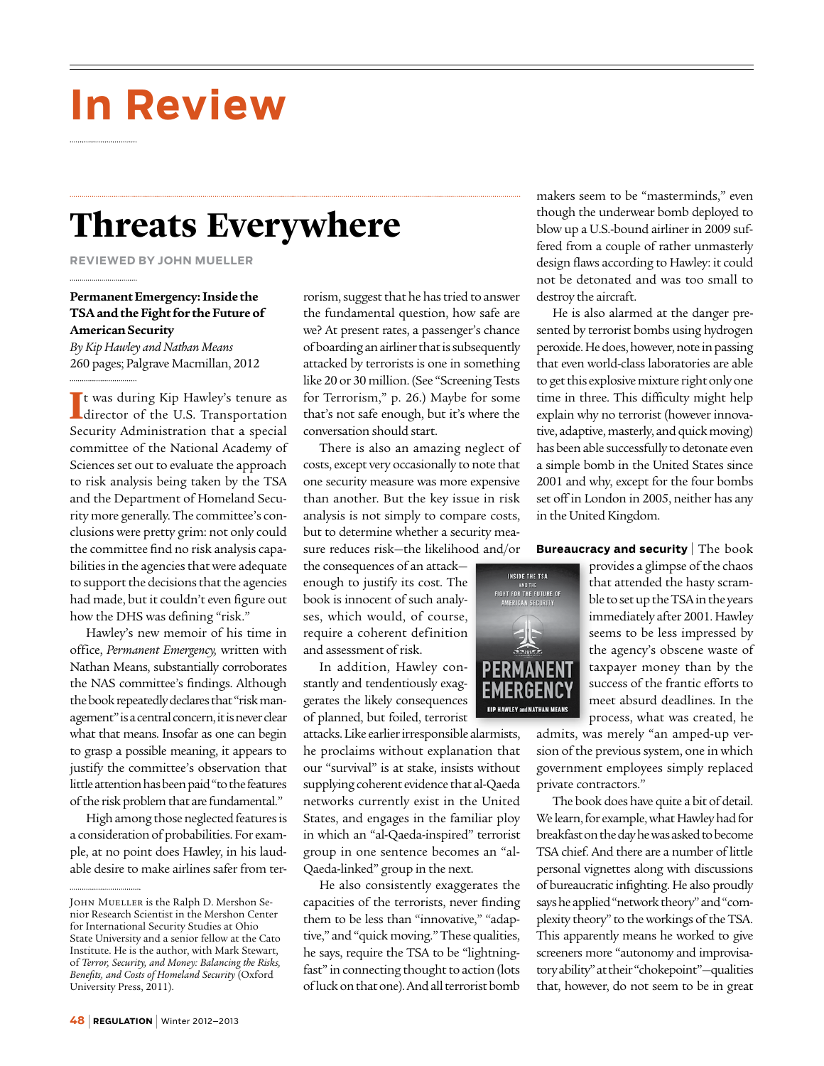# In Review

## Threats Everywhere

**REVIEWED BY JOHN MUELLER**

**Permanent Emergency: Inside the TSA and the Fight for the Future of American Security**
*By Kip Hawley and Nathan Means*
260 pages; Palgrave Macmillan, 2012

It was during Kip Hawley's tenure as director of the U.S. Transportation Security Administration that a special committee of the National Academy of Sciences set out to evaluate the approach to risk analysis being taken by the TSA and the Department of Homeland Security more generally. The committee's conclusions were pretty grim: not only could the committee find no risk analysis capabilities in the agencies that were adequate to support the decisions that the agencies had made, but it couldn't even figure out how the DHS was defining "risk."

Hawley's new memoir of his time in office, *Permanent Emergency,* written with Nathan Means, substantially corroborates the NAS committee's findings. Although the book repeatedly declares that "risk management" is a central concern, it is never clear what that means. Insofar as one can begin to grasp a possible meaning, it appears to justify the committee's observation that little attention has been paid "to the features of the risk problem that are fundamental."

High among those neglected features is a consideration of probabilities. For example, at no point does Hawley, in his laudable desire to make airlines safer from terrorism, suggest that he has tried to answer the fundamental question, how safe are we? At present rates, a passenger's chance of boarding an airliner that is subsequently attacked by terrorists is one in something like 20 or 30 million. (See "Screening Tests for Terrorism," p. 26.) Maybe for some that's not safe enough, but it's where the conversation should start.

There is also an amazing neglect of costs, except very occasionally to note that one security measure was more expensive than another. But the key issue in risk analysis is not simply to compare costs, but to determine whether a security measure reduces risk—the likelihood and/or the consequences of an attack—enough to justify its cost. The book is innocent of such analyses, which would, of course, require a coherent definition and assessment of risk.

In addition, Hawley constantly and tendentiously exaggerates the likely consequences of planned, but foiled, terrorist attacks. Like earlier irresponsible alarmists, he proclaims without explanation that our "survival" is at stake, insists without supplying coherent evidence that al-Qaeda networks currently exist in the United States, and engages in the familiar ploy in which an "al-Qaeda-inspired" terrorist group in one sentence becomes an "al-Qaeda-linked" group in the next.

He also consistently exaggerates the capacities of the terrorists, never finding them to be less than "innovative," "adaptive," and "quick moving." These qualities, he says, require the TSA to be "lightning-fast" in connecting thought to action (lots of luck on that one). And all terrorist bomb makers seem to be "masterminds," even though the underwear bomb deployed to blow up a U.S.-bound airliner in 2009 suffered from a couple of rather unmasterly design flaws according to Hawley: it could not be detonated and was too small to destroy the aircraft.

He is also alarmed at the danger presented by terrorist bombs using hydrogen peroxide. He does, however, note in passing that even world-class laboratories are able to get this explosive mixture right only one time in three. This difficulty might help explain why no terrorist (however innovative, adaptive, masterly, and quick moving) has been able successfully to detonate even a simple bomb in the United States since 2001 and why, except for the four bombs set off in London in 2005, neither has any in the United Kingdom.

**Bureaucracy and security** | The book provides a glimpse of the chaos that attended the hasty scramble to set up the TSA in the years immediately after 2001. Hawley seems to be less impressed by the agency's obscene waste of taxpayer money than by the success of the frantic efforts to meet absurd deadlines. In the process, what was created, he admits, was merely "an amped-up version of the previous system, one in which government employees simply replaced private contractors."

The book does have quite a bit of detail. We learn, for example, what Hawley had for breakfast on the day he was asked to become TSA chief. And there are a number of little personal vignettes along with discussions of bureaucratic infighting. He also proudly says he applied "network theory" and "complexity theory" to the workings of the TSA. This apparently means he worked to give screeners more "autonomy and improvisatory ability" at their "chokepoint"—qualities that, however, do not seem to be in great

John Mueller is the Ralph D. Mershon Senior Research Scientist in the Mershon Center for International Security Studies at Ohio State University and a senior fellow at the Cato Institute. He is the author, with Mark Stewart, of *Terror, Security, and Money: Balancing the Risks, Benefits, and Costs of Homeland Security* (Oxford University Press, 2011).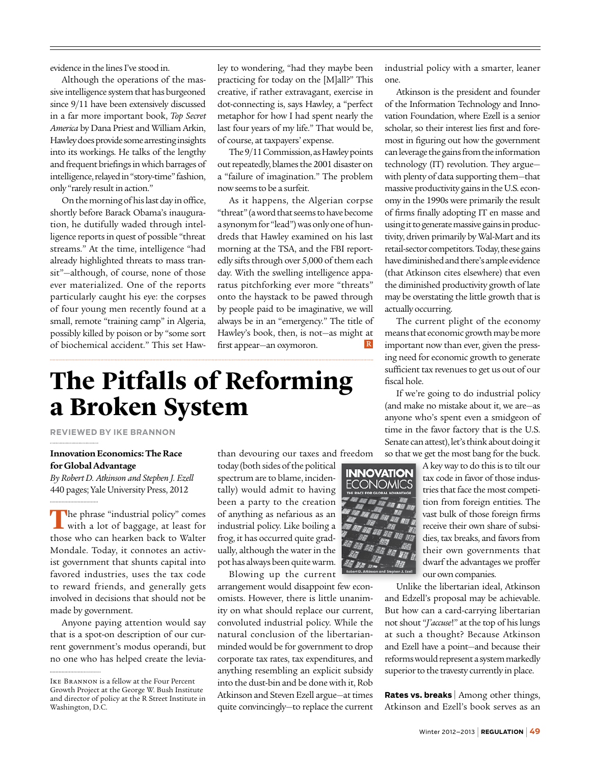evidence in the lines I've stood in.

Although the operations of the massive intelligence system that has burgeoned since 9/11 have been extensively discussed in a far more important book, *Top Secret America* by Dana Priest and William Arkin, Hawley does provide some arresting insights into its workings. He talks of the lengthy and frequent briefings in which barrages of intelligence, relayed in "story-time" fashion, only "rarely result in action."

On the morning of his last day in office, shortly before Barack Obama's inauguration, he dutifully waded through intelligence reports in quest of possible "threat streams." At the time, intelligence "had already highlighted threats to mass transit"—although, of course, none of those ever materialized. One of the reports particularly caught his eye: the corpses of four young men recently found at a small, remote "training camp" in Algeria, possibly killed by poison or by "some sort of biochemical accident." This set Hawley to wondering, "had they maybe been practicing for today on the [M]all?" This creative, if rather extravagant, exercise in dot-connecting is, says Hawley, a "perfect metaphor for how I had spent nearly the last four years of my life." That would be, of course, at taxpayers' expense.

The 9/11 Commission, as Hawley points out repeatedly, blames the 2001 disaster on a "failure of imagination." The problem now seems to be a surfeit.

As it happens, the Algerian corpse "threat" (a word that seems to have become a synonym for "lead") was only one of hundreds that Hawley examined on his last morning at the TSA, and the FBI reportedly sifts through over 5,000 of them each day. With the swelling intelligence apparatus pitchforking ever more "threats" onto the haystack to be pawed through by people paid to be imaginative, we will always be in an "emergency." The title of Hawley's book, then, is not—as might at first appear—an oxymoron.

# The Pitfalls of Reforming a Broken System

REVIEWED BY IKE BRANNON

**Innovation Economics: The Race for Global Advantage**
*By Robert D. Atkinson and Stephen J. Ezell*
440 pages; Yale University Press, 2012

The phrase "industrial policy" comes with a lot of baggage, at least for those who can hearken back to Walter Mondale. Today, it connotes an activist government that shunts capital into favored industries, uses the tax code to reward friends, and generally gets involved in decisions that should not be made by government.

Anyone paying attention would say that is a spot-on description of our current government's modus operandi, but no one who has helped create the leviathan devouring our taxes and freedom today (both sides of the political spectrum are to blame, incidentally) would admit to having been a party to the creation of anything as nefarious as an industrial policy. Like boiling a frog, it has occurred quite gradually, although the water in the pot has always been quite warm.

Blowing up the current arrangement would disappoint few economists. However, there is little unanimity on what should replace our current, convoluted industrial policy. While the natural conclusion of the libertarian-minded would be for government to drop corporate tax rates, tax expenditures, and anything resembling an explicit subsidy into the dust-bin and be done with it, Rob Atkinson and Steven Ezell argue—at times quite convincingly—to replace the current industrial policy with a smarter, leaner one.

Atkinson is the president and founder of the Information Technology and Innovation Foundation, where Ezell is a senior scholar, so their interest lies first and foremost in figuring out how the government can leverage the gains from the information technology (IT) revolution. They argue—with plenty of data supporting them—that massive productivity gains in the U.S. economy in the 1990s were primarily the result of firms finally adopting IT en masse and using it to generate massive gains in productivity, driven primarily by Wal-Mart and its retail-sector competitors. Today, these gains have diminished and there's ample evidence (that Atkinson cites elsewhere) that even the diminished productivity growth of late may be overstating the little growth that is actually occurring.

The current plight of the economy means that economic growth may be more important now than ever, given the pressing need for economic growth to generate sufficient tax revenues to get us out of our fiscal hole.

If we're going to do industrial policy (and make no mistake about it, we are—as anyone who's spent even a smidgeon of time in the favor factory that is the U.S. Senate can attest), let's think about doing it so that we get the most bang for the buck. A key way to do this is to tilt our tax code in favor of those industries that face the most competition from foreign entities. The vast bulk of those foreign firms receive their own share of subsidies, tax breaks, and favors from their own governments that dwarf the advantages we proffer our own companies.

Unlike the libertarian ideal, Atkinson and Edzell's proposal may be achievable. But how can a card-carrying libertarian not shout "*J'accuse*!" at the top of his lungs at such a thought? Because Atkinson and Ezell have a point—and because their reforms would represent a system markedly superior to the travesty currently in place.

**Rates vs. breaks** | Among other things, Atkinson and Ezell's book serves as an

---

Ike Brannon is a fellow at the Four Percent Growth Project at the George W. Bush Institute and director of policy at the R Street Institute in Washington, D.C.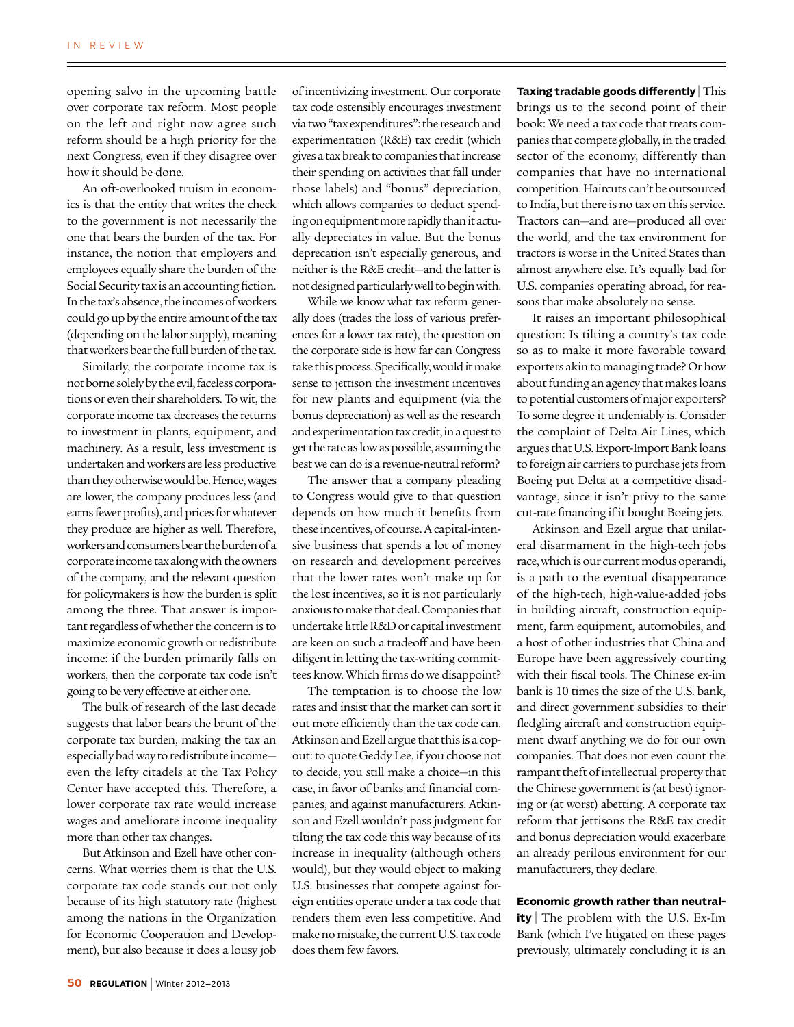opening salvo in the upcoming battle over corporate tax reform. Most people on the left and right now agree such reform should be a high priority for the next Congress, even if they disagree over how it should be done.

An oft-overlooked truism in economics is that the entity that writes the check to the government is not necessarily the one that bears the burden of the tax. For instance, the notion that employers and employees equally share the burden of the Social Security tax is an accounting fiction. In the tax's absence, the incomes of workers could go up by the entire amount of the tax (depending on the labor supply), meaning that workers bear the full burden of the tax.

Similarly, the corporate income tax is not borne solely by the evil, faceless corporations or even their shareholders. To wit, the corporate income tax decreases the returns to investment in plants, equipment, and machinery. As a result, less investment is undertaken and workers are less productive than they otherwise would be. Hence, wages are lower, the company produces less (and earns fewer profits), and prices for whatever they produce are higher as well. Therefore, workers and consumers bear the burden of a corporate income tax along with the owners of the company, and the relevant question for policymakers is how the burden is split among the three. That answer is important regardless of whether the concern is to maximize economic growth or redistribute income: if the burden primarily falls on workers, then the corporate tax code isn't going to be very effective at either one.

The bulk of research of the last decade suggests that labor bears the brunt of the corporate tax burden, making the tax an especially bad way to redistribute income—even the lefty citadels at the Tax Policy Center have accepted this. Therefore, a lower corporate tax rate would increase wages and ameliorate income inequality more than other tax changes.

But Atkinson and Ezell have other concerns. What worries them is that the U.S. corporate tax code stands out not only because of its high statutory rate (highest among the nations in the Organization for Economic Cooperation and Development), but also because it does a lousy job of incentivizing investment. Our corporate tax code ostensibly encourages investment via two "tax expenditures": the research and experimentation (R&E) tax credit (which gives a tax break to companies that increase their spending on activities that fall under those labels) and "bonus" depreciation, which allows companies to deduct spending on equipment more rapidly than it actually depreciates in value. But the bonus deprecation isn't especially generous, and neither is the R&E credit—and the latter is not designed particularly well to begin with.

While we know what tax reform generally does (trades the loss of various preferences for a lower tax rate), the question on the corporate side is how far can Congress take this process. Specifically, would it make sense to jettison the investment incentives for new plants and equipment (via the bonus depreciation) as well as the research and experimentation tax credit, in a quest to get the rate as low as possible, assuming the best we can do is a revenue-neutral reform?

The answer that a company pleading to Congress would give to that question depends on how much it benefits from these incentives, of course. A capital-intensive business that spends a lot of money on research and development perceives that the lower rates won't make up for the lost incentives, so it is not particularly anxious to make that deal. Companies that undertake little R&D or capital investment are keen on such a tradeoff and have been diligent in letting the tax-writing committees know. Which firms do we disappoint?

The temptation is to choose the low rates and insist that the market can sort it out more efficiently than the tax code can. Atkinson and Ezell argue that this is a cop-out: to quote Geddy Lee, if you choose not to decide, you still make a choice—in this case, in favor of banks and financial companies, and against manufacturers. Atkinson and Ezell wouldn't pass judgment for tilting the tax code this way because of its increase in inequality (although others would), but they would object to making U.S. businesses that compete against foreign entities operate under a tax code that renders them even less competitive. And make no mistake, the current U.S. tax code does them few favors.

**Taxing tradable goods differently** | This brings us to the second point of their book: We need a tax code that treats companies that compete globally, in the traded sector of the economy, differently than companies that have no international competition. Haircuts can't be outsourced to India, but there is no tax on this service. Tractors can—and are—produced all over the world, and the tax environment for tractors is worse in the United States than almost anywhere else. It's equally bad for U.S. companies operating abroad, for reasons that make absolutely no sense.

It raises an important philosophical question: Is tilting a country's tax code so as to make it more favorable toward exporters akin to managing trade? Or how about funding an agency that makes loans to potential customers of major exporters? To some degree it undeniably is. Consider the complaint of Delta Air Lines, which argues that U.S. Export-Import Bank loans to foreign air carriers to purchase jets from Boeing put Delta at a competitive disadvantage, since it isn't privy to the same cut-rate financing if it bought Boeing jets.

Atkinson and Ezell argue that unilateral disarmament in the high-tech jobs race, which is our current modus operandi, is a path to the eventual disappearance of the high-tech, high-value-added jobs in building aircraft, construction equipment, farm equipment, automobiles, and a host of other industries that China and Europe have been aggressively courting with their fiscal tools. The Chinese ex-im bank is 10 times the size of the U.S. bank, and direct government subsidies to their fledgling aircraft and construction equipment dwarf anything we do for our own companies. That does not even count the rampant theft of intellectual property that the Chinese government is (at best) ignoring or (at worst) abetting. A corporate tax reform that jettisons the R&E tax credit and bonus depreciation would exacerbate an already perilous environment for our manufacturers, they declare.

**Economic growth rather than neutrality** | The problem with the U.S. Ex-Im Bank (which I've litigated on these pages previously, ultimately concluding it is an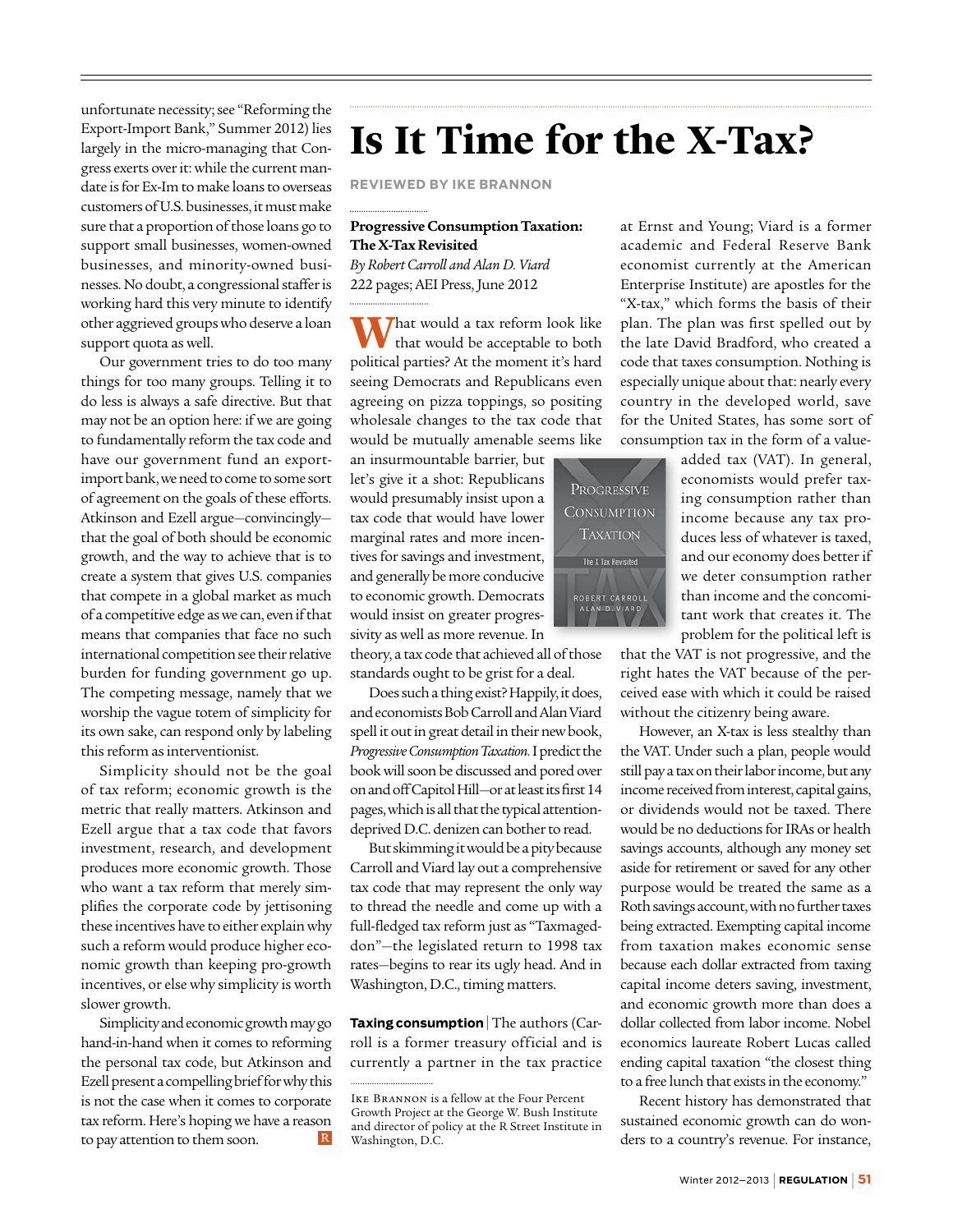unfortunate necessity; see "Reforming the Export-Import Bank," Summer 2012) lies largely in the micro-managing that Congress exerts over it: while the current mandate is for Ex-Im to make loans to overseas customers of U.S. businesses, it must make sure that a proportion of those loans go to support small businesses, women-owned businesses, and minority-owned businesses. No doubt, a congressional staffer is working hard this very minute to identify other aggrieved groups who deserve a loan support quota as well.

Our government tries to do too many things for too many groups. Telling it to do less is always a safe directive. But that may not be an option here: if we are going to fundamentally reform the tax code and have our government fund an export-import bank, we need to come to some sort of agreement on the goals of these efforts. Atkinson and Ezell argue—convincingly—that the goal of both should be economic growth, and the way to achieve that is to create a system that gives U.S. companies that compete in a global market as much of a competitive edge as we can, even if that means that companies that face no such international competition see their relative burden for funding government go up. The competing message, namely that we worship the vague totem of simplicity for its own sake, can respond only by labeling this reform as interventionist.

Simplicity should not be the goal of tax reform; economic growth is the metric that really matters. Atkinson and Ezell argue that a tax code that favors investment, research, and development produces more economic growth. Those who want a tax reform that merely simplifies the corporate code by jettisoning these incentives have to either explain why such a reform would produce higher economic growth than keeping pro-growth incentives, or else why simplicity is worth slower growth.

Simplicity and economic growth may go hand-in-hand when it comes to reforming the personal tax code, but Atkinson and Ezell present a compelling brief for why this is not the case when it comes to corporate tax reform. Here's hoping we have a reason to pay attention to them soon.

# Is It Time for the X-Tax?

REVIEWED BY IKE BRANNON

**Progressive Consumption Taxation: The X-Tax Revisited**
*By Robert Carroll and Alan D. Viard*
222 pages; AEI Press, June 2012

What would a tax reform look like that would be acceptable to both political parties? At the moment it's hard seeing Democrats and Republicans even agreeing on pizza toppings, so positing wholesale changes to the tax code that would be mutually amenable seems like an insurmountable barrier, but let's give it a shot: Republicans would presumably insist upon a tax code that would have lower marginal rates and more incentives for savings and investment, and generally be more conducive to economic growth. Democrats would insist on greater progressivity as well as more revenue. In theory, a tax code that achieved all of those standards ought to be grist for a deal.

Does such a thing exist? Happily, it does, and economists Bob Carroll and Alan Viard spell it out in great detail in their new book, *Progressive Consumption Taxation.* I predict the book will soon be discussed and pored over on and off Capitol Hill—or at least its first 14 pages, which is all that the typical attention-deprived D.C. denizen can bother to read.

But skimming it would be a pity because Carroll and Viard lay out a comprehensive tax code that may represent the only way to thread the needle and come up with a full-fledged tax reform just as "Taxmageddon"—the legislated return to 1998 tax rates—begins to rear its ugly head. And in Washington, D.C., timing matters.

**Taxing consumption** | The authors (Carroll is a former treasury official and is currently a partner in the tax practice at Ernst and Young; Viard is a former academic and Federal Reserve Bank economist currently at the American Enterprise Institute) are apostles for the "X-tax," which forms the basis of their plan. The plan was first spelled out by the late David Bradford, who created a code that taxes consumption. Nothing is especially unique about that: nearly every country in the developed world, save for the United States, has some sort of consumption tax in the form of a value-added tax (VAT). In general, economists would prefer taxing consumption rather than income because any tax produces less of whatever is taxed, and our economy does better if we deter consumption rather than income and the concomitant work that creates it. The problem for the political left is that the VAT is not progressive, and the right hates the VAT because of the perceived ease with which it could be raised without the citizenry being aware.

However, an X-tax is less stealthy than the VAT. Under such a plan, people would still pay a tax on their labor income, but any income received from interest, capital gains, or dividends would not be taxed. There would be no deductions for IRAs or health savings accounts, although any money set aside for retirement or saved for any other purpose would be treated the same as a Roth savings account, with no further taxes being extracted. Exempting capital income from taxation makes economic sense because each dollar extracted from taxing capital income deters saving, investment, and economic growth more than does a dollar collected from labor income. Nobel economics laureate Robert Lucas called ending capital taxation "the closest thing to a free lunch that exists in the economy."

Recent history has demonstrated that sustained economic growth can do wonders to a country's revenue. For instance,

Ike Brannon is a fellow at the Four Percent Growth Project at the George W. Bush Institute and director of policy at the R Street Institute in Washington, D.C.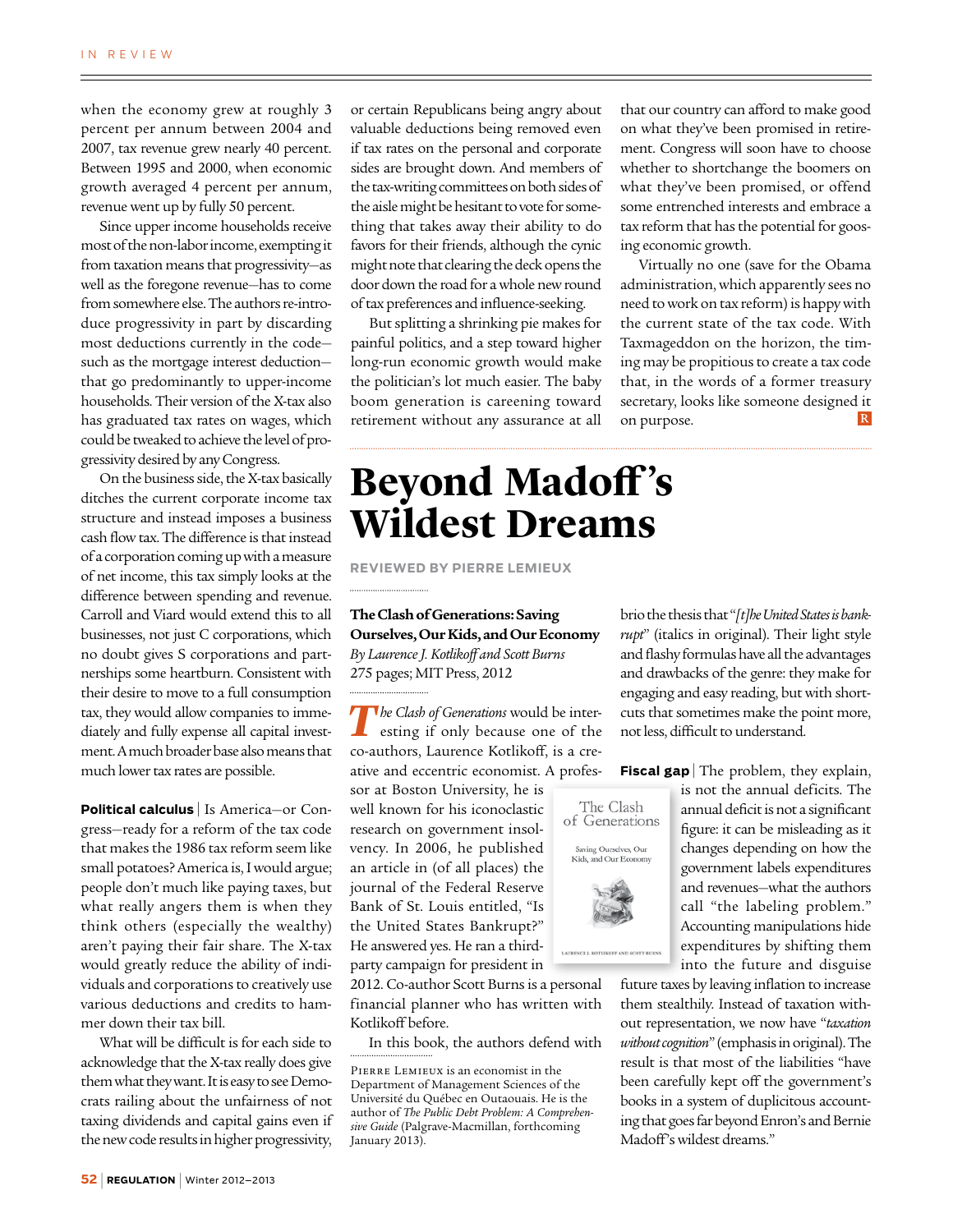when the economy grew at roughly 3 percent per annum between 2004 and 2007, tax revenue grew nearly 40 percent. Between 1995 and 2000, when economic growth averaged 4 percent per annum, revenue went up by fully 50 percent.

Since upper income households receive most of the non-labor income, exempting it from taxation means that progressivity—as well as the foregone revenue—has to come from somewhere else. The authors re-introduce progressivity in part by discarding most deductions currently in the code—such as the mortgage interest deduction—that go predominantly to upper-income households. Their version of the X-tax also has graduated tax rates on wages, which could be tweaked to achieve the level of progressivity desired by any Congress.

On the business side, the X-tax basically ditches the current corporate income tax structure and instead imposes a business cash flow tax. The difference is that instead of a corporation coming up with a measure of net income, this tax simply looks at the difference between spending and revenue. Carroll and Viard would extend this to all businesses, not just C corporations, which no doubt gives S corporations and partnerships some heartburn. Consistent with their desire to move to a full consumption tax, they would allow companies to immediately and fully expense all capital investment. A much broader base also means that much lower tax rates are possible.

**Political calculus** | Is America—or Congress—ready for a reform of the tax code that makes the 1986 tax reform seem like small potatoes? America is, I would argue; people don't much like paying taxes, but what really angers them is when they think others (especially the wealthy) aren't paying their fair share. The X-tax would greatly reduce the ability of individuals and corporations to creatively use various deductions and credits to hammer down their tax bill.

What will be difficult is for each side to acknowledge that the X-tax really does give them what they want. It is easy to see Democrats railing about the unfairness of not taxing dividends and capital gains even if the new code results in higher progressivity, or certain Republicans being angry about valuable deductions being removed even if tax rates on the personal and corporate sides are brought down. And members of the tax-writing committees on both sides of the aisle might be hesitant to vote for something that takes away their ability to do favors for their friends, although the cynic might note that clearing the deck opens the door down the road for a whole new round of tax preferences and influence-seeking.

But splitting a shrinking pie makes for painful politics, and a step toward higher long-run economic growth would make the politician's lot much easier. The baby boom generation is careening toward retirement without any assurance at all that our country can afford to make good on what they've been promised in retirement. Congress will soon have to choose whether to shortchange the boomers on what they've been promised, or offend some entrenched interests and embrace a tax reform that has the potential for goosing economic growth.

Virtually no one (save for the Obama administration, which apparently sees no need to work on tax reform) is happy with the current state of the tax code. With Taxmageddon on the horizon, the timing may be propitious to create a tax code that, in the words of a former treasury secretary, looks like someone designed it on purpose.

# Beyond Madoff's Wildest Dreams

**REVIEWED BY PIERRE LEMIEUX**

**The Clash of Generations: Saving Ourselves, Our Kids, and Our Economy**
*By Laurence J. Kotlikoff and Scott Burns*
275 pages; MIT Press, 2012

*The Clash of Generations* would be interesting if only because one of the co-authors, Laurence Kotlikoff, is a creative and eccentric economist. A professor at Boston University, he is well known for his iconoclastic research on government insolvency. In 2006, he published an article in (of all places) the journal of the Federal Reserve Bank of St. Louis entitled, "Is the United States Bankrupt?" He answered yes. He ran a third-party campaign for president in 2012. Co-author Scott Burns is a personal financial planner who has written with Kotlikoff before.

In this book, the authors defend with brio the thesis that "*[t]he United States is bankrupt*" (italics in original). Their light style and flashy formulas have all the advantages and drawbacks of the genre: they make for engaging and easy reading, but with shortcuts that sometimes make the point more, not less, difficult to understand.

**Fiscal gap** | The problem, they explain, is not the annual deficits. The annual deficit is not a significant figure: it can be misleading as it changes depending on how the government labels expenditures and revenues—what the authors call "the labeling problem." Accounting manipulations hide expenditures by shifting them into the future and disguise future taxes by leaving inflation to increase them stealthily. Instead of taxation without representation, we now have "*taxation without cognition*" (emphasis in original). The result is that most of the liabilities "have been carefully kept off the government's books in a system of duplicitous accounting that goes far beyond Enron's and Bernie Madoff's wildest dreams."

Pierre Lemieux is an economist in the Department of Management Sciences of the Université du Québec en Outaouais. He is the author of *The Public Debt Problem: A Comprehensive Guide* (Palgrave-Macmillan, forthcoming January 2013).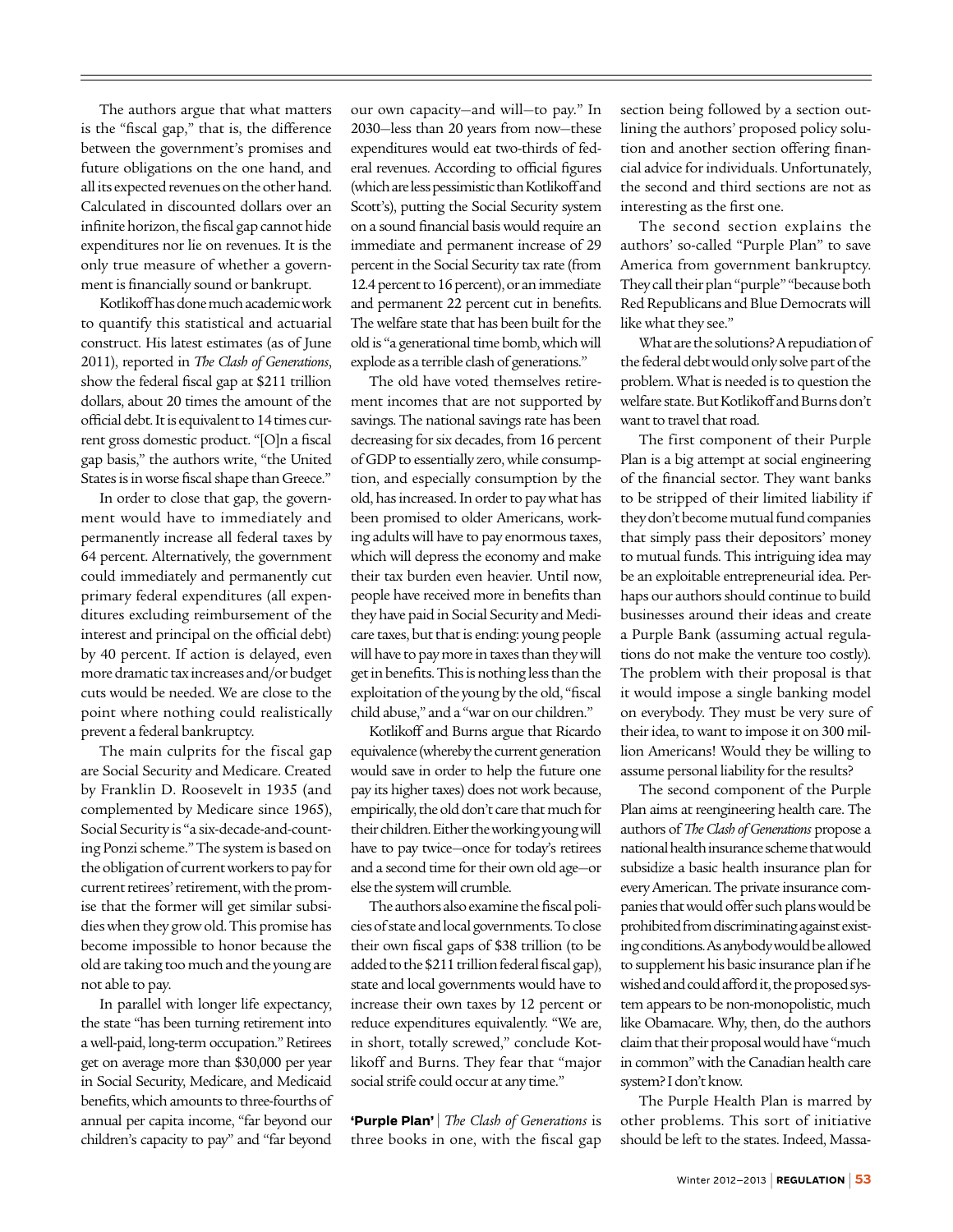The authors argue that what matters is the "fiscal gap," that is, the difference between the government's promises and future obligations on the one hand, and all its expected revenues on the other hand. Calculated in discounted dollars over an infinite horizon, the fiscal gap cannot hide expenditures nor lie on revenues. It is the only true measure of whether a government is financially sound or bankrupt.

Kotlikoff has done much academic work to quantify this statistical and actuarial construct. His latest estimates (as of June 2011), reported in *The Clash of Generations*, show the federal fiscal gap at $211 trillion dollars, about 20 times the amount of the official debt. It is equivalent to 14 times current gross domestic product. "[O]n a fiscal gap basis," the authors write, "the United States is in worse fiscal shape than Greece."

In order to close that gap, the government would have to immediately and permanently increase all federal taxes by 64 percent. Alternatively, the government could immediately and permanently cut primary federal expenditures (all expenditures excluding reimbursement of the interest and principal on the official debt) by 40 percent. If action is delayed, even more dramatic tax increases and/or budget cuts would be needed. We are close to the point where nothing could realistically prevent a federal bankruptcy.

The main culprits for the fiscal gap are Social Security and Medicare. Created by Franklin D. Roosevelt in 1935 (and complemented by Medicare since 1965), Social Security is "a six-decade-and-counting Ponzi scheme." The system is based on the obligation of current workers to pay for current retirees' retirement, with the promise that the former will get similar subsidies when they grow old. This promise has become impossible to honor because the old are taking too much and the young are not able to pay.

In parallel with longer life expectancy, the state "has been turning retirement into a well-paid, long-term occupation." Retirees get on average more than $30,000 per year in Social Security, Medicare, and Medicaid benefits, which amounts to three-fourths of annual per capita income, "far beyond our children's capacity to pay" and "far beyond our own capacity—and will—to pay." In 2030—less than 20 years from now—these expenditures would eat two-thirds of federal revenues. According to official figures (which are less pessimistic than Kotlikoff and Scott's), putting the Social Security system on a sound financial basis would require an immediate and permanent increase of 29 percent in the Social Security tax rate (from 12.4 percent to 16 percent), or an immediate and permanent 22 percent cut in benefits. The welfare state that has been built for the old is "a generational time bomb, which will explode as a terrible clash of generations."

The old have voted themselves retirement incomes that are not supported by savings. The national savings rate has been decreasing for six decades, from 16 percent of GDP to essentially zero, while consumption, and especially consumption by the old, has increased. In order to pay what has been promised to older Americans, working adults will have to pay enormous taxes, which will depress the economy and make their tax burden even heavier. Until now, people have received more in benefits than they have paid in Social Security and Medicare taxes, but that is ending: young people will have to pay more in taxes than they will get in benefits. This is nothing less than the exploitation of the young by the old, "fiscal child abuse," and a "war on our children."

Kotlikoff and Burns argue that Ricardo equivalence (whereby the current generation would save in order to help the future one pay its higher taxes) does not work because, empirically, the old don't care that much for their children. Either the working young will have to pay twice—once for today's retirees and a second time for their own old age—or else the system will crumble.

The authors also examine the fiscal policies of state and local governments. To close their own fiscal gaps of $38 trillion (to be added to the $211 trillion federal fiscal gap), state and local governments would have to increase their own taxes by 12 percent or reduce expenditures equivalently. "We are, in short, totally screwed," conclude Kotlikoff and Burns. They fear that "major social strife could occur at any time."

**'Purple Plan'** | *The Clash of Generations* is three books in one, with the fiscal gap section being followed by a section outlining the authors' proposed policy solution and another section offering financial advice for individuals. Unfortunately, the second and third sections are not as interesting as the first one.

The second section explains the authors' so-called "Purple Plan" to save America from government bankruptcy. They call their plan "purple" "because both Red Republicans and Blue Democrats will like what they see."

What are the solutions? A repudiation of the federal debt would only solve part of the problem. What is needed is to question the welfare state. But Kotlikoff and Burns don't want to travel that road.

The first component of their Purple Plan is a big attempt at social engineering of the financial sector. They want banks to be stripped of their limited liability if they don't become mutual fund companies that simply pass their depositors' money to mutual funds. This intriguing idea may be an exploitable entrepreneurial idea. Perhaps our authors should continue to build businesses around their ideas and create a Purple Bank (assuming actual regulations do not make the venture too costly). The problem with their proposal is that it would impose a single banking model on everybody. They must be very sure of their idea, to want to impose it on 300 million Americans! Would they be willing to assume personal liability for the results?

The second component of the Purple Plan aims at reengineering health care. The authors of *The Clash of Generations* propose a national health insurance scheme that would subsidize a basic health insurance plan for every American. The private insurance companies that would offer such plans would be prohibited from discriminating against existing conditions. As anybody would be allowed to supplement his basic insurance plan if he wished and could afford it, the proposed system appears to be non-monopolistic, much like Obamacare. Why, then, do the authors claim that their proposal would have "much in common" with the Canadian health care system? I don't know.

The Purple Health Plan is marred by other problems. This sort of initiative should be left to the states. Indeed, Massa-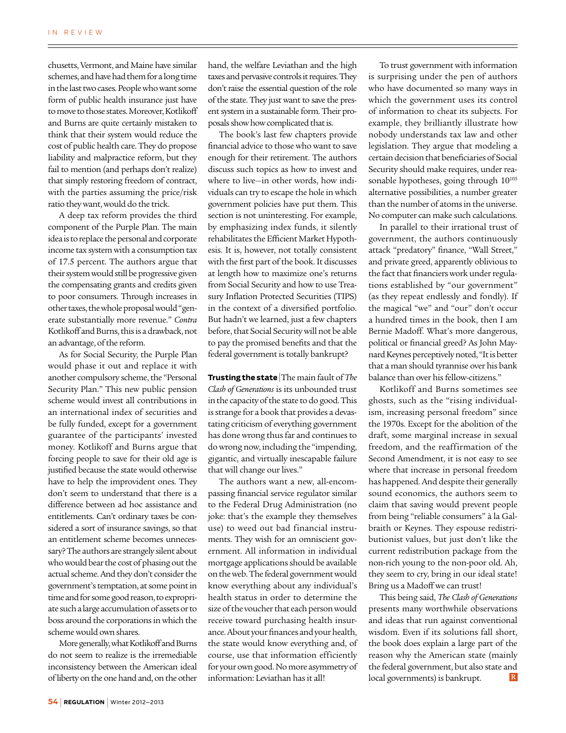chusetts, Vermont, and Maine have similar schemes, and have had them for a long time in the last two cases. People who want some form of public health insurance just have to move to those states. Moreover, Kotlikoff and Burns are quite certainly mistaken to think that their system would reduce the cost of public health care. They do propose liability and malpractice reform, but they fail to mention (and perhaps don't realize) that simply restoring freedom of contract, with the parties assuming the price/risk ratio they want, would do the trick.

A deep tax reform provides the third component of the Purple Plan. The main idea is to replace the personal and corporate income tax system with a consumption tax of 17.5 percent. The authors argue that their system would still be progressive given the compensating grants and credits given to poor consumers. Through increases in other taxes, the whole proposal would "generate substantially more revenue." *Contra* Kotlikoff and Burns, this is a drawback, not an advantage, of the reform.

As for Social Security, the Purple Plan would phase it out and replace it with another compulsory scheme, the "Personal Security Plan." This new public pension scheme would invest all contributions in an international index of securities and be fully funded, except for a government guarantee of the participants' invested money. Kotlikoff and Burns argue that forcing people to save for their old age is justified because the state would otherwise have to help the improvident ones. They don't seem to understand that there is a difference between ad hoc assistance and entitlements. Can't ordinary taxes be considered a sort of insurance savings, so that an entitlement scheme becomes unnecessary? The authors are strangely silent about who would bear the cost of phasing out the actual scheme. And they don't consider the government's temptation, at some point in time and for some good reason, to expropriate such a large accumulation of assets or to boss around the corporations in which the scheme would own shares.

More generally, what Kotlikoff and Burns do not seem to realize is the irremediable inconsistency between the American ideal of liberty on the one hand and, on the other hand, the welfare Leviathan and the high taxes and pervasive controls it requires. They don't raise the essential question of the role of the state. They just want to save the present system in a sustainable form. Their proposals show how complicated that is.

The book's last few chapters provide financial advice to those who want to save enough for their retirement. The authors discuss such topics as how to invest and where to live—in other words, how individuals can try to escape the hole in which government policies have put them. This section is not uninteresting. For example, by emphasizing index funds, it silently rehabilitates the Efficient Market Hypothesis. It is, however, not totally consistent with the first part of the book. It discusses at length how to maximize one's returns from Social Security and how to use Treasury Inflation Protected Securities (TIPS) in the context of a diversified portfolio. But hadn't we learned, just a few chapters before, that Social Security will not be able to pay the promised benefits and that the federal government is totally bankrupt?

**Trusting the state** | The main fault of *The Clash of Generations* is its unbounded trust in the capacity of the state to do good. This is strange for a book that provides a devastating criticism of everything government has done wrong thus far and continues to do wrong now, including the "impending, gigantic, and virtually inescapable failure that will change our lives."

The authors want a new, all-encompassing financial service regulator similar to the Federal Drug Administration (no joke: that's the example they themselves use) to weed out bad financial instruments. They wish for an omniscient government. All information in individual mortgage applications should be available on the web. The federal government would know everything about any individual's health status in order to determine the size of the voucher that each person would receive toward purchasing health insurance. About your finances and your health, the state would know everything and, of course, use that information efficiently for your own good. No more asymmetry of information: Leviathan has it all!

To trust government with information is surprising under the pen of authors who have documented so many ways in which the government uses its control of information to cheat its subjects. For example, they brilliantly illustrate how nobody understands tax law and other legislation. They argue that modeling a certain decision that beneficiaries of Social Security should make requires, under reasonable hypotheses, going through $10^{105}$ alternative possibilities, a number greater than the number of atoms in the universe. No computer can make such calculations.

In parallel to their irrational trust of government, the authors continuously attack "predatory" finance, "Wall Street," and private greed, apparently oblivious to the fact that financiers work under regulations established by "our government" (as they repeat endlessly and fondly). If the magical "we" and "our" don't occur a hundred times in the book, then I am Bernie Madoff. What's more dangerous, political or financial greed? As John Maynard Keynes perceptively noted, "It is better that a man should tyrannise over his bank balance than over his fellow-citizens."

Kotlikoff and Burns sometimes see ghosts, such as the "rising individualism, increasing personal freedom" since the 1970s. Except for the abolition of the draft, some marginal increase in sexual freedom, and the reaffirmation of the Second Amendment, it is not easy to see where that increase in personal freedom has happened. And despite their generally sound economics, the authors seem to claim that saving would prevent people from being "reliable consumers" à la Galbraith or Keynes. They espouse redistributionist values, but just don't like the current redistribution package from the non-rich young to the non-poor old. Ah, they seem to cry, bring in our ideal state! Bring us a Madoff we can trust!

This being said, *The Clash of Generations* presents many worthwhile observations and ideas that run against conventional wisdom. Even if its solutions fall short, the book does explain a large part of the reason why the American state (mainly the federal government, but also state and local governments) is bankrupt.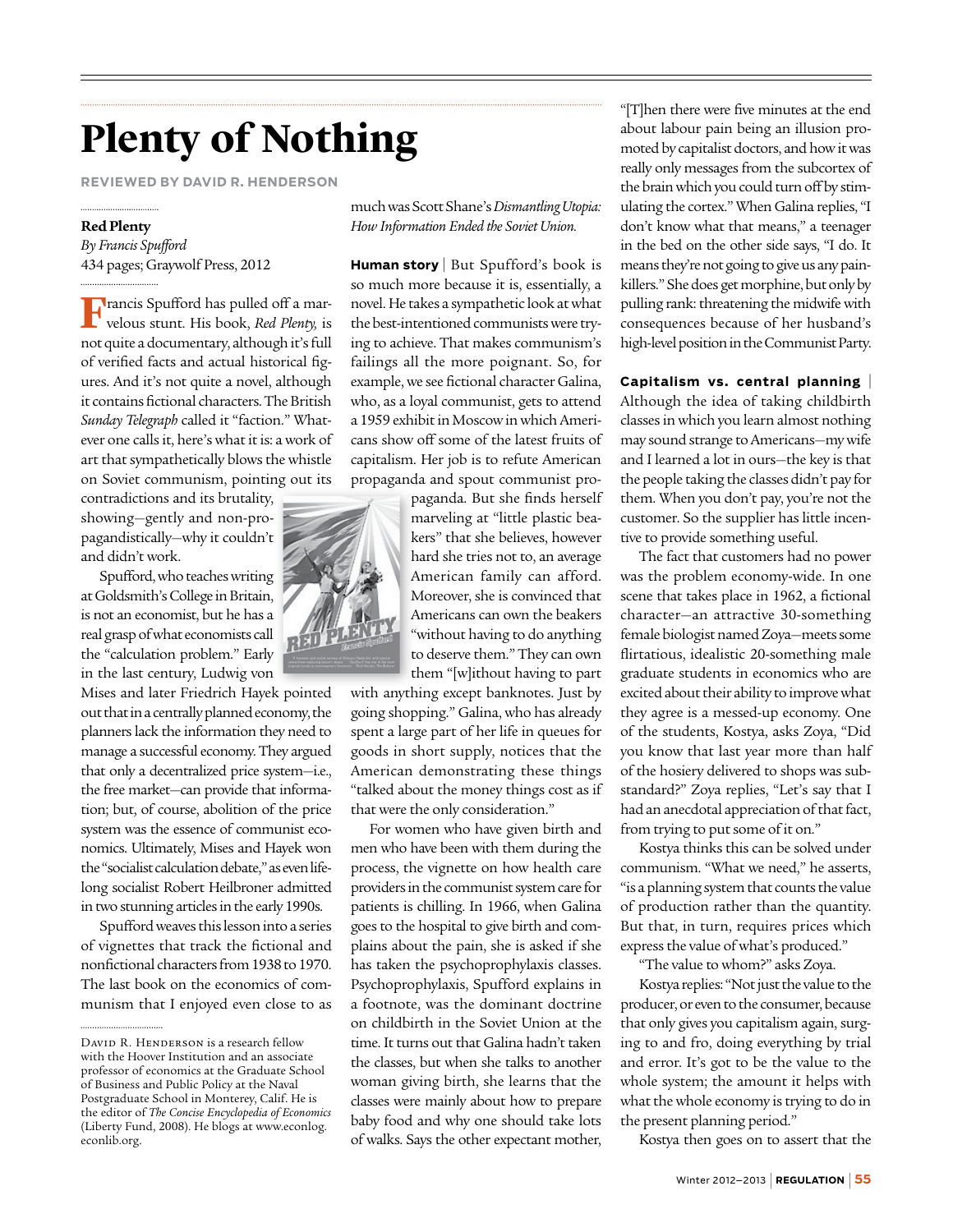# Plenty of Nothing

**REVIEWED BY DAVID R. HENDERSON**

**Red Plenty**
*By Francis Spufford*
434 pages; Graywolf Press, 2012

Francis Spufford has pulled off a marvelous stunt. His book, *Red Plenty,* is not quite a documentary, although it's full of verified facts and actual historical figures. And it's not quite a novel, although it contains fictional characters. The British *Sunday Telegraph* called it "faction." Whatever one calls it, here's what it is: a work of art that sympathetically blows the whistle on Soviet communism, pointing out its contradictions and its brutality, showing—gently and non-propagandistically—why it couldn't and didn't work.

Spufford, who teaches writing at Goldsmith's College in Britain, is not an economist, but he has a real grasp of what economists call the "calculation problem." Early in the last century, Ludwig von Mises and later Friedrich Hayek pointed out that in a centrally planned economy, the planners lack the information they need to manage a successful economy. They argued that only a decentralized price system—i.e., the free market—can provide that information; but, of course, abolition of the price system was the essence of communist economics. Ultimately, Mises and Hayek won the "socialist calculation debate," as even lifelong socialist Robert Heilbroner admitted in two stunning articles in the early 1990s.

Spufford weaves this lesson into a series of vignettes that track the fictional and nonfictional characters from 1938 to 1970. The last book on the economics of communism that I enjoyed even close to as much was Scott Shane's *Dismantling Utopia: How Information Ended the Soviet Union.*

**Human story** | But Spufford's book is so much more because it is, essentially, a novel. He takes a sympathetic look at what the best-intentioned communists were trying to achieve. That makes communism's failings all the more poignant. So, for example, we see fictional character Galina, who, as a loyal communist, gets to attend a 1959 exhibit in Moscow in which Americans show off some of the latest fruits of capitalism. Her job is to refute American propaganda and spout communist propaganda. But she finds herself marveling at "little plastic beakers" that she believes, however hard she tries not to, an average American family can afford. Moreover, she is convinced that Americans can own the beakers "without having to do anything to deserve them." They can own them "[w]ithout having to part with anything except banknotes. Just by going shopping." Galina, who has already spent a large part of her life in queues for goods in short supply, notices that the American demonstrating these things "talked about the money things cost as if that were the only consideration."

For women who have given birth and men who have been with them during the process, the vignette on how health care providers in the communist system care for patients is chilling. In 1966, when Galina goes to the hospital to give birth and complains about the pain, she is asked if she has taken the psychoprophylaxis classes. Psychoprophylaxis, Spufford explains in a footnote, was the dominant doctrine on childbirth in the Soviet Union at the time. It turns out that Galina hadn't taken the classes, but when she talks to another woman giving birth, she learns that the classes were mainly about how to prepare baby food and why one should take lots of walks. Says the other expectant mother, "[T]hen there were five minutes at the end about labour pain being an illusion promoted by capitalist doctors, and how it was really only messages from the subcortex of the brain which you could turn off by stimulating the cortex." When Galina replies, "I don't know what that means," a teenager in the bed on the other side says, "I do. It means they're not going to give us any painkillers." She does get morphine, but only by pulling rank: threatening the midwife with consequences because of her husband's high-level position in the Communist Party.

**Capitalism vs. central planning** | Although the idea of taking childbirth classes in which you learn almost nothing may sound strange to Americans—my wife and I learned a lot in ours—the key is that the people taking the classes didn't pay for them. When you don't pay, you're not the customer. So the supplier has little incentive to provide something useful.

The fact that customers had no power was the problem economy-wide. In one scene that takes place in 1962, a fictional character—an attractive 30-something female biologist named Zoya—meets some flirtatious, idealistic 20-something male graduate students in economics who are excited about their ability to improve what they agree is a messed-up economy. One of the students, Kostya, asks Zoya, "Did you know that last year more than half of the hosiery delivered to shops was substandard?" Zoya replies, "Let's say that I had an anecdotal appreciation of that fact, from trying to put some of it on."

Kostya thinks this can be solved under communism. "What we need," he asserts, "is a planning system that counts the value of production rather than the quantity. But that, in turn, requires prices which express the value of what's produced."

"The value to whom?" asks Zoya.

Kostya replies: "Not just the value to the producer, or even to the consumer, because that only gives you capitalism again, surging to and fro, doing everything by trial and error. It's got to be the value to the whole system; the amount it helps with what the whole economy is trying to do in the present planning period."

Kostya then goes on to assert that the

---

David R. Henderson is a research fellow with the Hoover Institution and an associate professor of economics at the Graduate School of Business and Public Policy at the Naval Postgraduate School in Monterey, Calif. He is the editor of *The Concise Encyclopedia of Economics* (Liberty Fund, 2008). He blogs at www.econlog.econlib.org.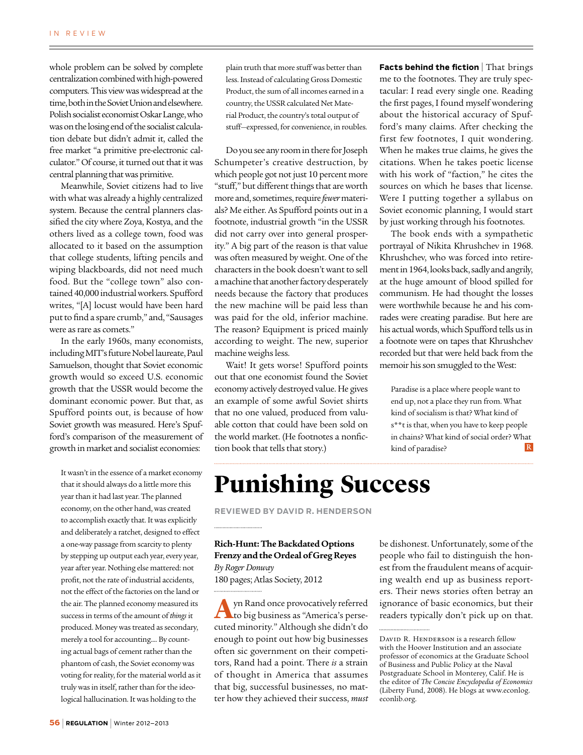whole problem can be solved by complete centralization combined with high-powered computers. This view was widespread at the time, both in the Soviet Union and elsewhere. Polish socialist economist Oskar Lange, who was on the losing end of the socialist calculation debate but didn't admit it, called the free market "a primitive pre-electronic calculator." Of course, it turned out that it was central planning that was primitive.

Meanwhile, Soviet citizens had to live with what was already a highly centralized system. Because the central planners classified the city where Zoya, Kostya, and the others lived as a college town, food was allocated to it based on the assumption that college students, lifting pencils and wiping blackboards, did not need much food. But the "college town" also contained 40,000 industrial workers. Spufford writes, "[A] locust would have been hard put to find a spare crumb," and, "Sausages were as rare as comets."

In the early 1960s, many economists, including MIT's future Nobel laureate, Paul Samuelson, thought that Soviet economic growth would so exceed U.S. economic growth that the USSR would become the dominant economic power. But that, as Spufford points out, is because of how Soviet growth was measured. Here's Spufford's comparison of the measurement of growth in market and socialist economies:

> It wasn't in the essence of a market economy that it should always do a little more this year than it had last year. The planned economy, on the other hand, was created to accomplish exactly that. It was explicitly and deliberately a ratchet, designed to effect a one-way passage from scarcity to plenty by stepping up output each year, every year, year after year. Nothing else mattered: not profit, not the rate of industrial accidents, not the effect of the factories on the land or the air. The planned economy measured its success in terms of the amount of *things* it produced. Money was treated as secondary, merely a tool for accounting.... By counting actual bags of cement rather than the phantom of cash, the Soviet economy was voting for reality, for the material world as it truly was in itself, rather than for the ideological hallucination. It was holding to the plain truth that more stuff was better than less. Instead of calculating Gross Domestic Product, the sum of all incomes earned in a country, the USSR calculated Net Material Product, the country's total output of stuff—expressed, for convenience, in roubles.

Do you see any room in there for Joseph Schumpeter's creative destruction, by which people got not just 10 percent more "stuff," but different things that are worth more and, sometimes, require *fewer* materials? Me either. As Spufford points out in a footnote, industrial growth "in the USSR did not carry over into general prosperity." A big part of the reason is that value was often measured by weight. One of the characters in the book doesn't want to sell a machine that another factory desperately needs because the factory that produces the new machine will be paid less than was paid for the old, inferior machine. The reason? Equipment is priced mainly according to weight. The new, superior machine weighs less.

Wait! It gets worse! Spufford points out that one economist found the Soviet economy actively destroyed value. He gives an example of some awful Soviet shirts that no one valued, produced from valuable cotton that could have been sold on the world market. (He footnotes a nonfiction book that tells that story.)

**Facts behind the fiction** | That brings me to the footnotes. They are truly spectacular: I read every single one. Reading the first pages, I found myself wondering about the historical accuracy of Spufford's many claims. After checking the first few footnotes, I quit wondering. When he makes true claims, he gives the citations. When he takes poetic license with his work of "faction," he cites the sources on which he bases that license. Were I putting together a syllabus on Soviet economic planning, I would start by just working through his footnotes.

The book ends with a sympathetic portrayal of Nikita Khrushchev in 1968. Khrushchev, who was forced into retirement in 1964, looks back, sadly and angrily, at the huge amount of blood spilled for communism. He had thought the losses were worthwhile because he and his comrades were creating paradise. But here are his actual words, which Spufford tells us in a footnote were on tapes that Khrushchev recorded but that were held back from the memoir his son smuggled to the West:

> Paradise is a place where people want to end up, not a place they run from. What kind of socialism is that? What kind of s**t is that, when you have to keep people in chains? What kind of social order? What kind of paradise?

# Punishing Success

**REVIEWED BY DAVID R. HENDERSON**

**Rich-Hunt: The Backdated Options Frenzy and the Ordeal of Greg Reyes**
*By Roger Donway*
180 pages; Atlas Society, 2012

Ayn Rand once provocatively referred to big business as "America's persecuted minority." Although she didn't do enough to point out how big businesses often sic government on their competitors, Rand had a point. There *is* a strain of thought in America that assumes that big, successful businesses, no matter how they achieved their success, *must* be dishonest. Unfortunately, some of the people who fail to distinguish the honest from the fraudulent means of acquiring wealth end up as business reporters. Their news stories often betray an ignorance of basic economics, but their readers typically don't pick up on that.

David R. Henderson is a research fellow with the Hoover Institution and an associate professor of economics at the Graduate School of Business and Public Policy at the Naval Postgraduate School in Monterey, Calif. He is the editor of *The Concise Encyclopedia of Economics* (Liberty Fund, 2008). He blogs at www.econlog.econlib.org.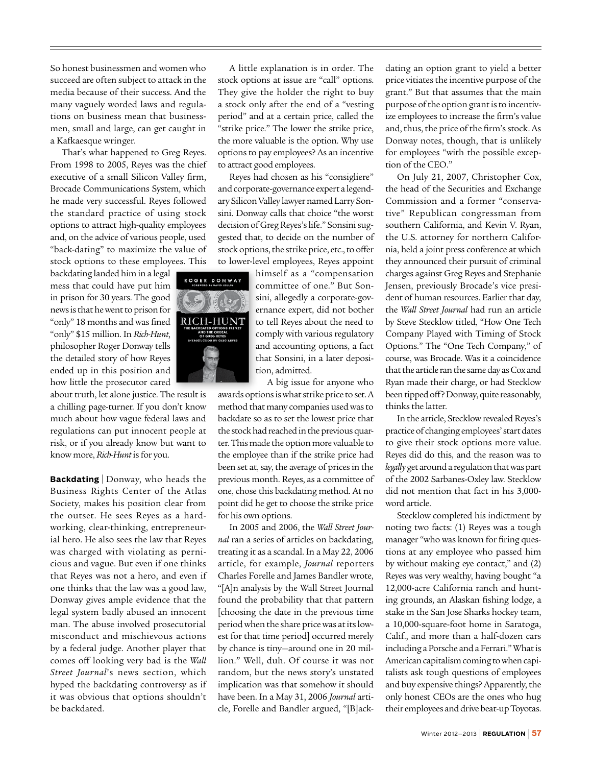So honest businessmen and women who succeed are often subject to attack in the media because of their success. And the many vaguely worded laws and regulations on business mean that businessmen, small and large, can get caught in a Kafkaesque wringer.

That's what happened to Greg Reyes. From 1998 to 2005, Reyes was the chief executive of a small Silicon Valley firm, Brocade Communications System, which he made very successful. Reyes followed the standard practice of using stock options to attract high-quality employees and, on the advice of various people, used "back-dating" to maximize the value of stock options to these employees. This backdating landed him in a legal mess that could have put him in prison for 30 years. The good news is that he went to prison for "only" 18 months and was fined "only" $15 million. In *Rich-Hunt*, philosopher Roger Donway tells the detailed story of how Reyes ended up in this position and how little the prosecutor cared about truth, let alone justice. The result is a chilling page-turner. If you don't know much about how vague federal laws and regulations can put innocent people at risk, or if you already know but want to know more, *Rich-Hunt* is for you.

**Backdating** | Donway, who heads the Business Rights Center of the Atlas Society, makes his position clear from the outset. He sees Reyes as a hard-working, clear-thinking, entrepreneurial hero. He also sees the law that Reyes was charged with violating as pernicious and vague. But even if one thinks that Reyes was not a hero, and even if one thinks that the law was a good law, Donway gives ample evidence that the legal system badly abused an innocent man. The abuse involved prosecutorial misconduct and mischievous actions by a federal judge. Another player that comes off looking very bad is the *Wall Street Journal*'s news section, which hyped the backdating controversy as if it was obvious that options shouldn't be backdated.

A little explanation is in order. The stock options at issue are "call" options. They give the holder the right to buy a stock only after the end of a "vesting period" and at a certain price, called the "strike price." The lower the strike price, the more valuable is the option. Why use options to pay employees? As an incentive to attract good employees.

Reyes had chosen as his "consigliere" and corporate-governance expert a legendary Silicon Valley lawyer named Larry Sonsini. Donway calls that choice "the worst decision of Greg Reyes's life." Sonsini suggested that, to decide on the number of stock options, the strike price, etc., to offer to lower-level employees, Reyes appoint himself as a "compensation committee of one." But Sonsini, allegedly a corporate-governance expert, did not bother to tell Reyes about the need to comply with various regulatory and accounting options, a fact that Sonsini, in a later deposition, admitted.

A big issue for anyone who awards options is what strike price to set. A method that many companies used was to backdate so as to set the lowest price that the stock had reached in the previous quarter. This made the option more valuable to the employee than if the strike price had been set at, say, the average of prices in the previous month. Reyes, as a committee of one, chose this backdating method. At no point did he get to choose the strike price for his own options.

In 2005 and 2006, the *Wall Street Journal* ran a series of articles on backdating, treating it as a scandal. In a May 22, 2006 article, for example, *Journal* reporters Charles Forelle and James Bandler wrote, "[A]n analysis by the Wall Street Journal found the probability that that pattern [choosing the date in the previous time period when the share price was at its lowest for that time period] occurred merely by chance is tiny—around one in 20 million." Well, duh. Of course it was not random, but the news story's unstated implication was that somehow it should have been. In a May 31, 2006 *Journal* article, Forelle and Bandler argued, "[B]ackdating an option grant to yield a better price vitiates the incentive purpose of the grant." But that assumes that the main purpose of the option grant is to incentivize employees to increase the firm's value and, thus, the price of the firm's stock. As Donway notes, though, that is unlikely for employees "with the possible exception of the CEO."

On July 21, 2007, Christopher Cox, the head of the Securities and Exchange Commission and a former "conservative" Republican congressman from southern California, and Kevin V. Ryan, the U.S. attorney for northern California, held a joint press conference at which they announced their pursuit of criminal charges against Greg Reyes and Stephanie Jensen, previously Brocade's vice president of human resources. Earlier that day, the *Wall Street Journal* had run an article by Steve Stecklow titled, "How One Tech Company Played with Timing of Stock Options." The "One Tech Company," of course, was Brocade. Was it a coincidence that the article ran the same day as Cox and Ryan made their charge, or had Stecklow been tipped off? Donway, quite reasonably, thinks the latter.

In the article, Stecklow revealed Reyes's practice of changing employees' start dates to give their stock options more value. Reyes did do this, and the reason was to *legally* get around a regulation that was part of the 2002 Sarbanes-Oxley law. Stecklow did not mention that fact in his 3,000-word article.

Stecklow completed his indictment by noting two facts: (1) Reyes was a tough manager "who was known for firing questions at any employee who passed him by without making eye contact," and (2) Reyes was very wealthy, having bought "a 12,000-acre California ranch and hunting grounds, an Alaskan fishing lodge, a stake in the San Jose Sharks hockey team, a 10,000-square-foot home in Saratoga, Calif., and more than a half-dozen cars including a Porsche and a Ferrari." What is American capitalism coming to when capitalists ask tough questions of employees and buy expensive things? Apparently, the only honest CEOs are the ones who hug their employees and drive beat-up Toyotas.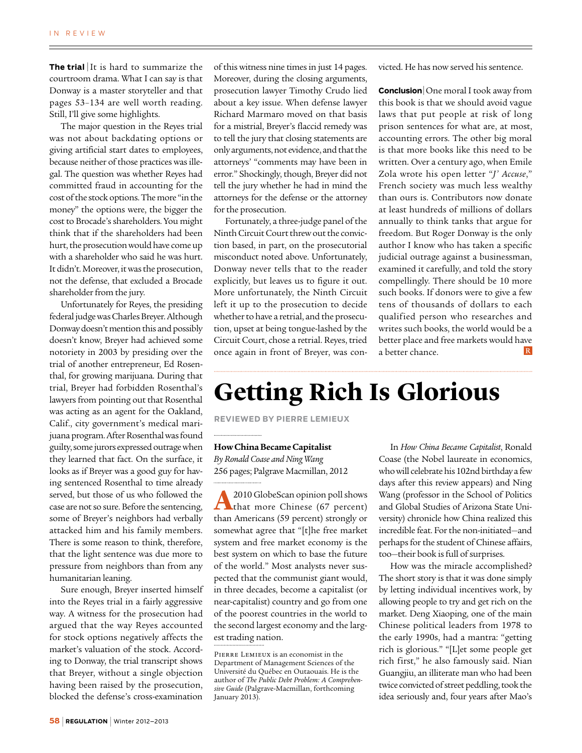**The trial** | It is hard to summarize the courtroom drama. What I can say is that Donway is a master storyteller and that pages 53–134 are well worth reading. Still, I'll give some highlights.

The major question in the Reyes trial was not about backdating options or giving artificial start dates to employees, because neither of those practices was illegal. The question was whether Reyes had committed fraud in accounting for the cost of the stock options. The more "in the money" the options were, the bigger the cost to Brocade's shareholders. You might think that if the shareholders had been hurt, the prosecution would have come up with a shareholder who said he was hurt. It didn't. Moreover, it was the prosecution, not the defense, that excluded a Brocade shareholder from the jury.

Unfortunately for Reyes, the presiding federal judge was Charles Breyer. Although Donway doesn't mention this and possibly doesn't know, Breyer had achieved some notoriety in 2003 by presiding over the trial of another entrepreneur, Ed Rosenthal, for growing marijuana. During that trial, Breyer had forbidden Rosenthal's lawyers from pointing out that Rosenthal was acting as an agent for the Oakland, Calif., city government's medical marijuana program. After Rosenthal was found guilty, some jurors expressed outrage when they learned that fact. On the surface, it looks as if Breyer was a good guy for having sentenced Rosenthal to time already served, but those of us who followed the case are not so sure. Before the sentencing, some of Breyer's neighbors had verbally attacked him and his family members. There is some reason to think, therefore, that the light sentence was due more to pressure from neighbors than from any humanitarian leaning.

Sure enough, Breyer inserted himself into the Reyes trial in a fairly aggressive way. A witness for the prosecution had argued that the way Reyes accounted for stock options negatively affects the market's valuation of the stock. According to Donway, the trial transcript shows that Breyer, without a single objection having been raised by the prosecution, blocked the defense's cross-examination of this witness nine times in just 14 pages. Moreover, during the closing arguments, prosecution lawyer Timothy Crudo lied about a key issue. When defense lawyer Richard Marmaro moved on that basis for a mistrial, Breyer's flaccid remedy was to tell the jury that closing statements are only arguments, not evidence, and that the attorneys' "comments may have been in error." Shockingly, though, Breyer did not tell the jury whether he had in mind the attorneys for the defense or the attorney for the prosecution.

Fortunately, a three-judge panel of the Ninth Circuit Court threw out the conviction based, in part, on the prosecutorial misconduct noted above. Unfortunately, Donway never tells that to the reader explicitly, but leaves us to figure it out. More unfortunately, the Ninth Circuit left it up to the prosecution to decide whether to have a retrial, and the prosecution, upset at being tongue-lashed by the Circuit Court, chose a retrial. Reyes, tried once again in front of Breyer, was convicted. He has now served his sentence.

**Conclusion** | One moral I took away from this book is that we should avoid vague laws that put people at risk of long prison sentences for what are, at most, accounting errors. The other big moral is that more books like this need to be written. Over a century ago, when Emile Zola wrote his open letter "*J' Accuse*," French society was much less wealthy than ours is. Contributors now donate at least hundreds of millions of dollars annually to think tanks that argue for freedom. But Roger Donway is the only author I know who has taken a specific judicial outrage against a businessman, examined it carefully, and told the story compellingly. There should be 10 more such books. If donors were to give a few tens of thousands of dollars to each qualified person who researches and writes such books, the world would be a better place and free markets would have a better chance.

# Getting Rich Is Glorious

**REVIEWED BY PIERRE LEMIEUX**

**How China Became Capitalist**
*By Ronald Coase and Ning Wang*
256 pages; Palgrave Macmillan, 2012

A 2010 GlobeScan opinion poll shows that more Chinese (67 percent) than Americans (59 percent) strongly or somewhat agree that "[t]he free market system and free market economy is the best system on which to base the future of the world." Most analysts never suspected that the communist giant would, in three decades, become a capitalist (or near-capitalist) country and go from one of the poorest countries in the world to the second largest economy and the largest trading nation.

Pierre Lemieux is an economist in the Department of Management Sciences of the Université du Québec en Outaouais. He is the author of *The Public Debt Problem: A Comprehensive Guide* (Palgrave-Macmillan, forthcoming January 2013).

In *How China Became Capitalist*, Ronald Coase (the Nobel laureate in economics, who will celebrate his 102nd birthday a few days after this review appears) and Ning Wang (professor in the School of Politics and Global Studies of Arizona State University) chronicle how China realized this incredible feat. For the non-initiated—and perhaps for the student of Chinese affairs, too—their book is full of surprises.

How was the miracle accomplished? The short story is that it was done simply by letting individual incentives work, by allowing people to try and get rich on the market. Deng Xiaoping, one of the main Chinese political leaders from 1978 to the early 1990s, had a mantra: "getting rich is glorious." "[L]et some people get rich first," he also famously said. Nian Guangjiu, an illiterate man who had been twice convicted of street peddling, took the idea seriously and, four years after Mao's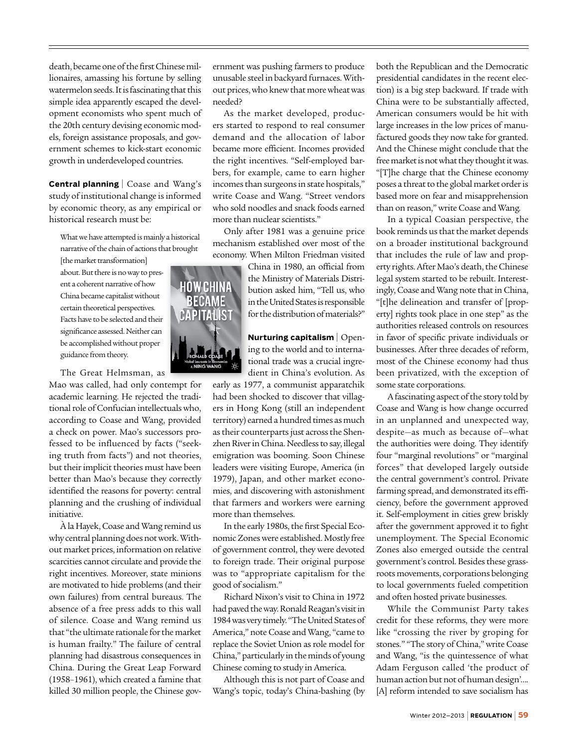death, became one of the first Chinese millionaires, amassing his fortune by selling watermelon seeds. It is fascinating that this simple idea apparently escaped the development economists who spent much of the 20th century devising economic models, foreign assistance proposals, and government schemes to kick-start economic growth in underdeveloped countries.

**Central planning** | Coase and Wang's study of institutional change is informed by economic theory, as any empirical or historical research must be:

> What we have attempted is mainly a historical narrative of the chain of actions that brought [the market transformation] about. But there is no way to present a coherent narrative of how China became capitalist without certain theoretical perspectives. Facts have to be selected and their significance assessed. Neither can be accomplished without proper guidance from theory.

The Great Helmsman, as Mao was called, had only contempt for academic learning. He rejected the traditional role of Confucian intellectuals who, according to Coase and Wang, provided a check on power. Mao's successors professed to be influenced by facts ("seeking truth from facts") and not theories, but their implicit theories must have been better than Mao's because they correctly identified the reasons for poverty: central planning and the crushing of individual initiative.

À la Hayek, Coase and Wang remind us why central planning does not work. Without market prices, information on relative scarcities cannot circulate and provide the right incentives. Moreover, state minions are motivated to hide problems (and their own failures) from central bureaus. The absence of a free press adds to this wall of silence. Coase and Wang remind us that "the ultimate rationale for the market is human frailty." The failure of central planning had disastrous consequences in China. During the Great Leap Forward (1958–1961), which created a famine that killed 30 million people, the Chinese government was pushing farmers to produce unusable steel in backyard furnaces. Without prices, who knew that more wheat was needed?

As the market developed, producers started to respond to real consumer demand and the allocation of labor became more efficient. Incomes provided the right incentives. "Self-employed barbers, for example, came to earn higher incomes than surgeons in state hospitals," write Coase and Wang. "Street vendors who sold noodles and snack foods earned more than nuclear scientists."

Only after 1981 was a genuine price mechanism established over most of the economy. When Milton Friedman visited China in 1980, an official from the Ministry of Materials Distribution asked him, "Tell us, who in the United States is responsible for the distribution of materials?"

**Nurturing capitalism** | Opening to the world and to international trade was a crucial ingredient in China's evolution. As early as 1977, a communist apparatchik had been shocked to discover that villagers in Hong Kong (still an independent territory) earned a hundred times as much as their counterparts just across the Shenzhen River in China. Needless to say, illegal emigration was booming. Soon Chinese leaders were visiting Europe, America (in 1979), Japan, and other market economies, and discovering with astonishment that farmers and workers were earning more than themselves.

In the early 1980s, the first Special Economic Zones were established. Mostly free of government control, they were devoted to foreign trade. Their original purpose was to "appropriate capitalism for the good of socialism."

Richard Nixon's visit to China in 1972 had paved the way. Ronald Reagan's visit in 1984 was very timely. "The United States of America," note Coase and Wang, "came to replace the Soviet Union as role model for China," particularly in the minds of young Chinese coming to study in America.

Although this is not part of Coase and Wang's topic, today's China-bashing (by both the Republican and the Democratic presidential candidates in the recent election) is a big step backward. If trade with China were to be substantially affected, American consumers would be hit with large increases in the low prices of manufactured goods they now take for granted. And the Chinese might conclude that the free market is not what they thought it was. "[T]he charge that the Chinese economy poses a threat to the global market order is based more on fear and misapprehension than on reason," write Coase and Wang.

In a typical Coasian perspective, the book reminds us that the market depends on a broader institutional background that includes the rule of law and property rights. After Mao's death, the Chinese legal system started to be rebuilt. Interestingly, Coase and Wang note that in China, "[t]he delineation and transfer of [property] rights took place in one step" as the authorities released controls on resources in favor of specific private individuals or businesses. After three decades of reform, most of the Chinese economy had thus been privatized, with the exception of some state corporations.

A fascinating aspect of the story told by Coase and Wang is how change occurred in an unplanned and unexpected way, despite—as much as because of—what the authorities were doing. They identify four "marginal revolutions" or "marginal forces" that developed largely outside the central government's control. Private farming spread, and demonstrated its efficiency, before the government approved it. Self-employment in cities grew briskly after the government approved it to fight unemployment. The Special Economic Zones also emerged outside the central government's control. Besides these grassroots movements, corporations belonging to local governments fueled competition and often hosted private businesses.

While the Communist Party takes credit for these reforms, they were more like "crossing the river by groping for stones." "The story of China," write Coase and Wang, "is the quintessence of what Adam Ferguson called 'the product of human action but not of human design'.... [A] reform intended to save socialism has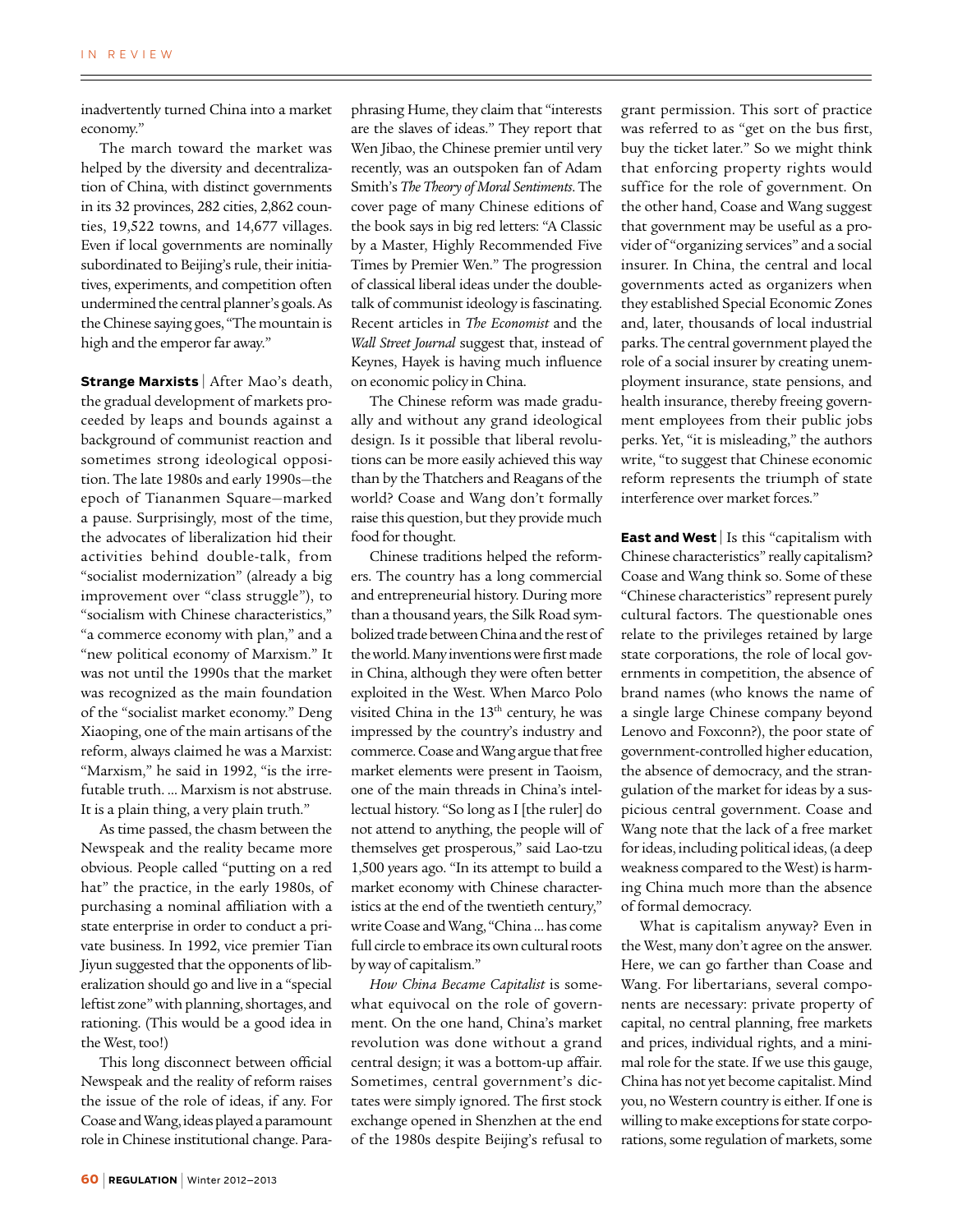inadvertently turned China into a market economy."

The march toward the market was helped by the diversity and decentralization of China, with distinct governments in its 32 provinces, 282 cities, 2,862 counties, 19,522 towns, and 14,677 villages. Even if local governments are nominally subordinated to Beijing's rule, their initiatives, experiments, and competition often undermined the central planner's goals. As the Chinese saying goes, "The mountain is high and the emperor far away."

**Strange Marxists** | After Mao's death, the gradual development of markets proceeded by leaps and bounds against a background of communist reaction and sometimes strong ideological opposition. The late 1980s and early 1990s—the epoch of Tiananmen Square—marked a pause. Surprisingly, most of the time, the advocates of liberalization hid their activities behind double-talk, from "socialist modernization" (already a big improvement over "class struggle"), to "socialism with Chinese characteristics," "a commerce economy with plan," and a "new political economy of Marxism." It was not until the 1990s that the market was recognized as the main foundation of the "socialist market economy." Deng Xiaoping, one of the main artisans of the reform, always claimed he was a Marxist: "Marxism," he said in 1992, "is the irrefutable truth. … Marxism is not abstruse. It is a plain thing, a very plain truth."

As time passed, the chasm between the Newspeak and the reality became more obvious. People called "putting on a red hat" the practice, in the early 1980s, of purchasing a nominal affiliation with a state enterprise in order to conduct a private business. In 1992, vice premier Tian Jiyun suggested that the opponents of liberalization should go and live in a "special leftist zone" with planning, shortages, and rationing. (This would be a good idea in the West, too!)

This long disconnect between official Newspeak and the reality of reform raises the issue of the role of ideas, if any. For Coase and Wang, ideas played a paramount role in Chinese institutional change. Paraphrasing Hume, they claim that "interests are the slaves of ideas." They report that Wen Jibao, the Chinese premier until very recently, was an outspoken fan of Adam Smith's *The Theory of Moral Sentiments*. The cover page of many Chinese editions of the book says in big red letters: "A Classic by a Master, Highly Recommended Five Times by Premier Wen." The progression of classical liberal ideas under the double-talk of communist ideology is fascinating. Recent articles in *The Economist* and the *Wall Street Journal* suggest that, instead of Keynes, Hayek is having much influence on economic policy in China.

The Chinese reform was made gradually and without any grand ideological design. Is it possible that liberal revolutions can be more easily achieved this way than by the Thatchers and Reagans of the world? Coase and Wang don't formally raise this question, but they provide much food for thought.

Chinese traditions helped the reformers. The country has a long commercial and entrepreneurial history. During more than a thousand years, the Silk Road symbolized trade between China and the rest of the world. Many inventions were first made in China, although they were often better exploited in the West. When Marco Polo visited China in the 13th century, he was impressed by the country's industry and commerce. Coase and Wang argue that free market elements were present in Taoism, one of the main threads in China's intellectual history. "So long as I [the ruler] do not attend to anything, the people will of themselves get prosperous," said Lao-tzu 1,500 years ago. "In its attempt to build a market economy with Chinese characteristics at the end of the twentieth century," write Coase and Wang, "China … has come full circle to embrace its own cultural roots by way of capitalism."

*How China Became Capitalist* is somewhat equivocal on the role of government. On the one hand, China's market revolution was done without a grand central design; it was a bottom-up affair. Sometimes, central government's dictates were simply ignored. The first stock exchange opened in Shenzhen at the end of the 1980s despite Beijing's refusal to grant permission. This sort of practice was referred to as "get on the bus first, buy the ticket later." So we might think that enforcing property rights would suffice for the role of government. On the other hand, Coase and Wang suggest that government may be useful as a provider of "organizing services" and a social insurer. In China, the central and local governments acted as organizers when they established Special Economic Zones and, later, thousands of local industrial parks. The central government played the role of a social insurer by creating unemployment insurance, state pensions, and health insurance, thereby freeing government employees from their public jobs perks. Yet, "it is misleading," the authors write, "to suggest that Chinese economic reform represents the triumph of state interference over market forces."

**East and West** | Is this "capitalism with Chinese characteristics" really capitalism? Coase and Wang think so. Some of these "Chinese characteristics" represent purely cultural factors. The questionable ones relate to the privileges retained by large state corporations, the role of local governments in competition, the absence of brand names (who knows the name of a single large Chinese company beyond Lenovo and Foxconn?), the poor state of government-controlled higher education, the absence of democracy, and the strangulation of the market for ideas by a suspicious central government. Coase and Wang note that the lack of a free market for ideas, including political ideas, (a deep weakness compared to the West) is harming China much more than the absence of formal democracy.

What is capitalism anyway? Even in the West, many don't agree on the answer. Here, we can go farther than Coase and Wang. For libertarians, several components are necessary: private property of capital, no central planning, free markets and prices, individual rights, and a minimal role for the state. If we use this gauge, China has not yet become capitalist. Mind you, no Western country is either. If one is willing to make exceptions for state corporations, some regulation of markets, some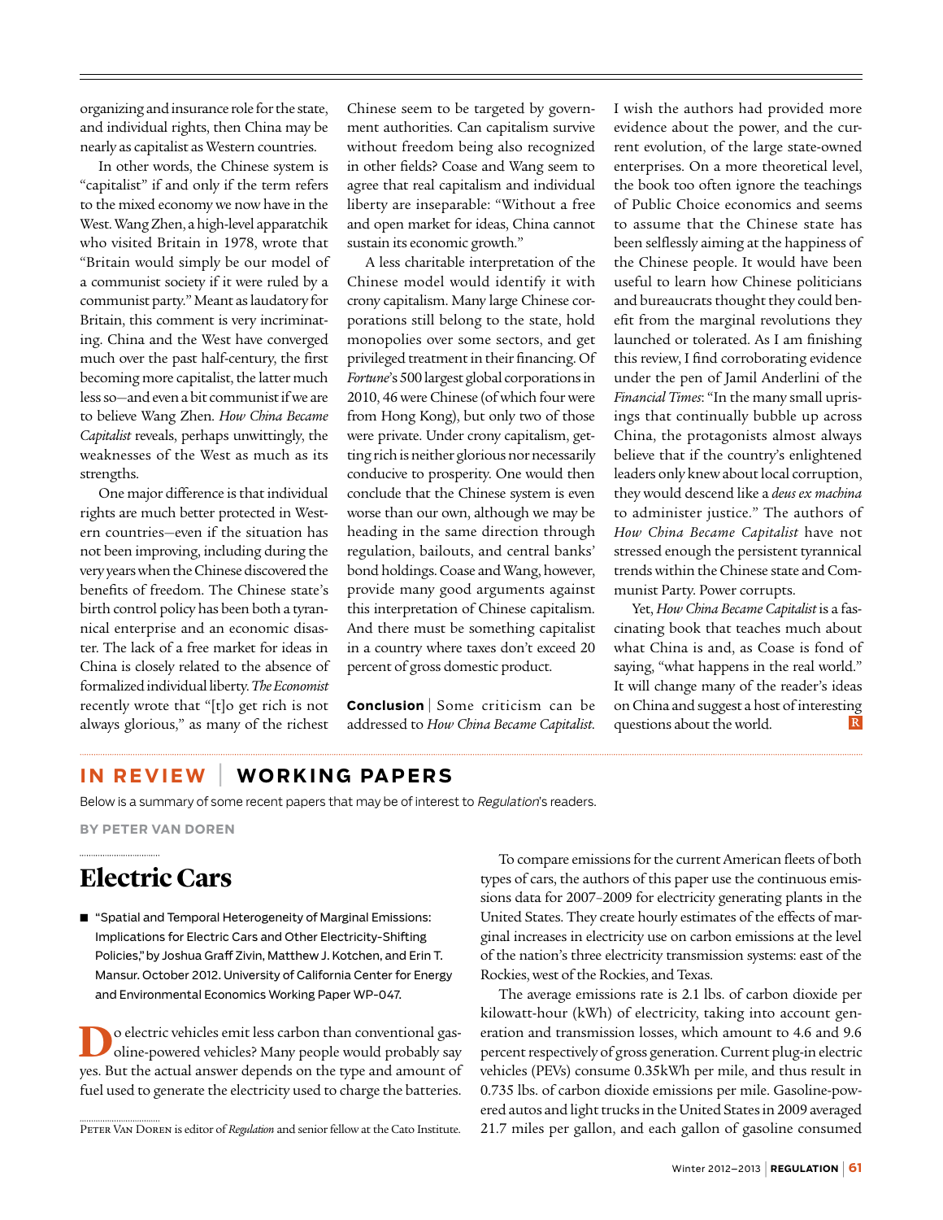organizing and insurance role for the state, and individual rights, then China may be nearly as capitalist as Western countries.

In other words, the Chinese system is "capitalist" if and only if the term refers to the mixed economy we now have in the West. Wang Zhen, a high-level apparatchik who visited Britain in 1978, wrote that "Britain would simply be our model of a communist society if it were ruled by a communist party." Meant as laudatory for Britain, this comment is very incriminating. China and the West have converged much over the past half-century, the first becoming more capitalist, the latter much less so—and even a bit communist if we are to believe Wang Zhen. *How China Became Capitalist* reveals, perhaps unwittingly, the weaknesses of the West as much as its strengths.

One major difference is that individual rights are much better protected in Western countries—even if the situation has not been improving, including during the very years when the Chinese discovered the benefits of freedom. The Chinese state's birth control policy has been both a tyrannical enterprise and an economic disaster. The lack of a free market for ideas in China is closely related to the absence of formalized individual liberty. *The Economist* recently wrote that "[t]o get rich is not always glorious," as many of the richest Chinese seem to be targeted by government authorities. Can capitalism survive without freedom being also recognized in other fields? Coase and Wang seem to agree that real capitalism and individual liberty are inseparable: "Without a free and open market for ideas, China cannot sustain its economic growth."

A less charitable interpretation of the Chinese model would identify it with crony capitalism. Many large Chinese corporations still belong to the state, hold monopolies over some sectors, and get privileged treatment in their financing. Of *Fortune*'s 500 largest global corporations in 2010, 46 were Chinese (of which four were from Hong Kong), but only two of those were private. Under crony capitalism, getting rich is neither glorious nor necessarily conducive to prosperity. One would then conclude that the Chinese system is even worse than our own, although we may be heading in the same direction through regulation, bailouts, and central banks' bond holdings. Coase and Wang, however, provide many good arguments against this interpretation of Chinese capitalism. And there must be something capitalist in a country where taxes don't exceed 20 percent of gross domestic product.

**Conclusion** | Some criticism can be addressed to *How China Became Capitalist.* I wish the authors had provided more evidence about the power, and the current evolution, of the large state-owned enterprises. On a more theoretical level, the book too often ignore the teachings of Public Choice economics and seems to assume that the Chinese state has been selflessly aiming at the happiness of the Chinese people. It would have been useful to learn how Chinese politicians and bureaucrats thought they could benefit from the marginal revolutions they launched or tolerated. As I am finishing this review, I find corroborating evidence under the pen of Jamil Anderlini of the *Financial Times*: "In the many small uprisings that continually bubble up across China, the protagonists almost always believe that if the country's enlightened leaders only knew about local corruption, they would descend like a *deus ex machina* to administer justice." The authors of *How China Became Capitalist* have not stressed enough the persistent tyrannical trends within the Chinese state and Communist Party. Power corrupts.

Yet, *How China Became Capitalist* is a fascinating book that teaches much about what China is and, as Coase is fond of saying, "what happens in the real world." It will change many of the reader's ideas on China and suggest a host of interesting questions about the world.

## IN REVIEW | WORKING PAPERS

Below is a summary of some recent papers that may be of interest to *Regulation*'s readers.

**BY PETER VAN DOREN**

### Electric Cars

- "Spatial and Temporal Heterogeneity of Marginal Emissions: Implications for Electric Cars and Other Electricity-Shifting Policies," by Joshua Graff Zivin, Matthew J. Kotchen, and Erin T. Mansur. October 2012. University of California Center for Energy and Environmental Economics Working Paper WP-047.

Do electric vehicles emit less carbon than conventional gasoline-powered vehicles? Many people would probably say yes. But the actual answer depends on the type and amount of fuel used to generate the electricity used to charge the batteries.

To compare emissions for the current American fleets of both types of cars, the authors of this paper use the continuous emissions data for 2007–2009 for electricity generating plants in the United States. They create hourly estimates of the effects of marginal increases in electricity use on carbon emissions at the level of the nation's three electricity transmission systems: east of the Rockies, west of the Rockies, and Texas.

The average emissions rate is 2.1 lbs. of carbon dioxide per kilowatt-hour (kWh) of electricity, taking into account generation and transmission losses, which amount to 4.6 and 9.6 percent respectively of gross generation. Current plug-in electric vehicles (PEVs) consume 0.35kWh per mile, and thus result in 0.735 lbs. of carbon dioxide emissions per mile. Gasoline-powered autos and light trucks in the United States in 2009 averaged 21.7 miles per gallon, and each gallon of gasoline consumed

Peter Van Doren is editor of *Regulation* and senior fellow at the Cato Institute.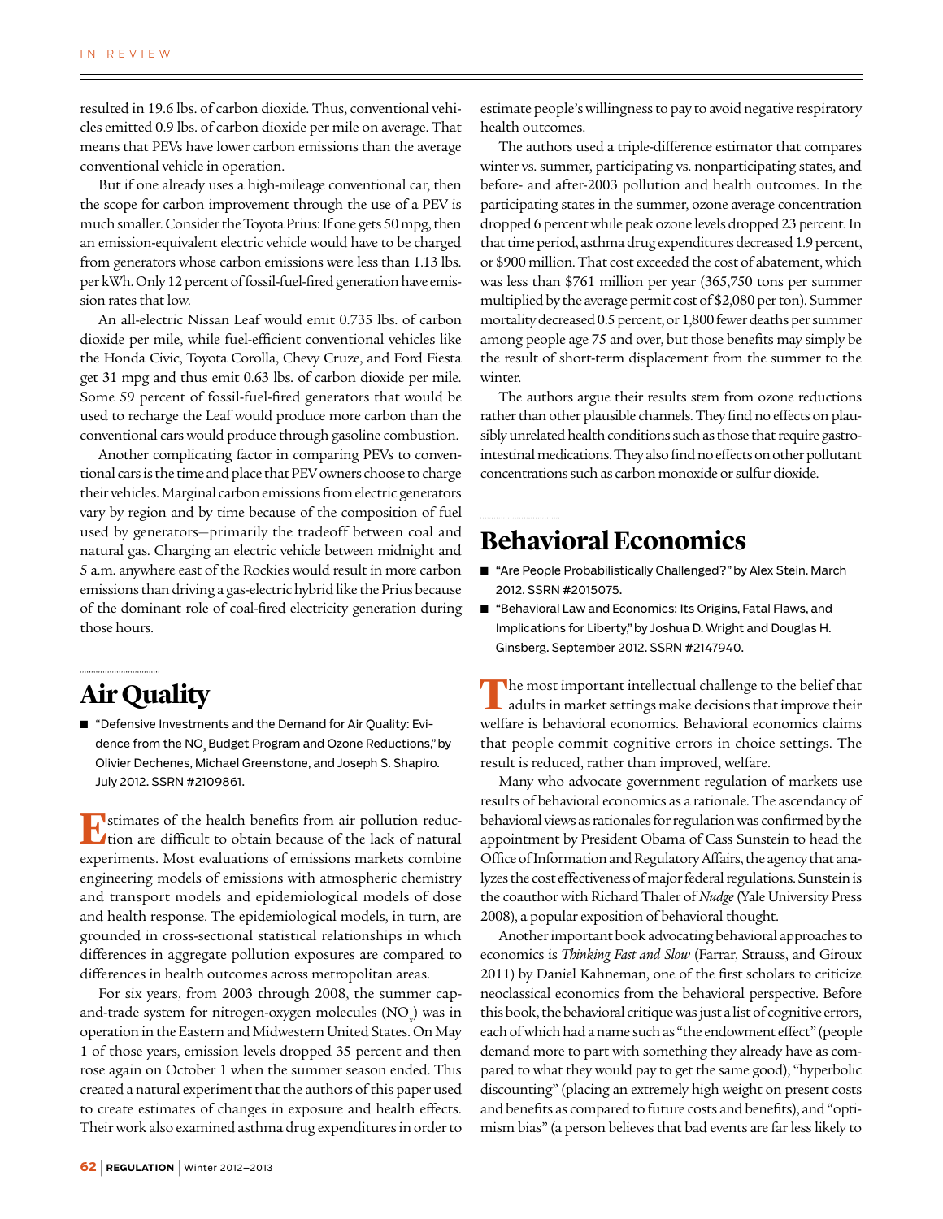resulted in 19.6 lbs. of carbon dioxide. Thus, conventional vehicles emitted 0.9 lbs. of carbon dioxide per mile on average. That means that PEVs have lower carbon emissions than the average conventional vehicle in operation.

But if one already uses a high-mileage conventional car, then the scope for carbon improvement through the use of a PEV is much smaller. Consider the Toyota Prius: If one gets 50 mpg, then an emission-equivalent electric vehicle would have to be charged from generators whose carbon emissions were less than 1.13 lbs. per kWh. Only 12 percent of fossil-fuel-fired generation have emission rates that low.

An all-electric Nissan Leaf would emit 0.735 lbs. of carbon dioxide per mile, while fuel-efficient conventional vehicles like the Honda Civic, Toyota Corolla, Chevy Cruze, and Ford Fiesta get 31 mpg and thus emit 0.63 lbs. of carbon dioxide per mile. Some 59 percent of fossil-fuel-fired generators that would be used to recharge the Leaf would produce more carbon than the conventional cars would produce through gasoline combustion.

Another complicating factor in comparing PEVs to conventional cars is the time and place that PEV owners choose to charge their vehicles. Marginal carbon emissions from electric generators vary by region and by time because of the composition of fuel used by generators—primarily the tradeoff between coal and natural gas. Charging an electric vehicle between midnight and 5 a.m. anywhere east of the Rockies would result in more carbon emissions than driving a gas-electric hybrid like the Prius because of the dominant role of coal-fired electricity generation during those hours.

## Air Quality

- "Defensive Investments and the Demand for Air Quality: Evidence from the $NO_x$ Budget Program and Ozone Reductions," by Olivier Dechenes, Michael Greenstone, and Joseph S. Shapiro. July 2012. SSRN #2109861.

Estimates of the health benefits from air pollution reduction are difficult to obtain because of the lack of natural experiments. Most evaluations of emissions markets combine engineering models of emissions with atmospheric chemistry and transport models and epidemiological models of dose and health response. The epidemiological models, in turn, are grounded in cross-sectional statistical relationships in which differences in aggregate pollution exposures are compared to differences in health outcomes across metropolitan areas.

For six years, from 2003 through 2008, the summer cap-and-trade system for nitrogen-oxygen molecules ($NO_x$) was in operation in the Eastern and Midwestern United States. On May 1 of those years, emission levels dropped 35 percent and then rose again on October 1 when the summer season ended. This created a natural experiment that the authors of this paper used to create estimates of changes in exposure and health effects. Their work also examined asthma drug expenditures in order to estimate people's willingness to pay to avoid negative respiratory health outcomes.

The authors used a triple-difference estimator that compares winter vs. summer, participating vs. nonparticipating states, and before- and after-2003 pollution and health outcomes. In the participating states in the summer, ozone average concentration dropped 6 percent while peak ozone levels dropped 23 percent. In that time period, asthma drug expenditures decreased 1.9 percent, or \$900 million. That cost exceeded the cost of abatement, which was less than \$761 million per year (365,750 tons per summer multiplied by the average permit cost of \$2,080 per ton). Summer mortality decreased 0.5 percent, or 1,800 fewer deaths per summer among people age 75 and over, but those benefits may simply be the result of short-term displacement from the summer to the winter.

The authors argue their results stem from ozone reductions rather than other plausible channels. They find no effects on plausibly unrelated health conditions such as those that require gastrointestinal medications. They also find no effects on other pollutant concentrations such as carbon monoxide or sulfur dioxide.

## Behavioral Economics

- "Are People Probabilistically Challenged?" by Alex Stein. March 2012. SSRN #2015075.
- "Behavioral Law and Economics: Its Origins, Fatal Flaws, and Implications for Liberty," by Joshua D. Wright and Douglas H. Ginsberg. September 2012. SSRN #2147940.

The most important intellectual challenge to the belief that adults in market settings make decisions that improve their welfare is behavioral economics. Behavioral economics claims that people commit cognitive errors in choice settings. The result is reduced, rather than improved, welfare.

Many who advocate government regulation of markets use results of behavioral economics as a rationale. The ascendancy of behavioral views as rationales for regulation was confirmed by the appointment by President Obama of Cass Sunstein to head the Office of Information and Regulatory Affairs, the agency that analyzes the cost effectiveness of major federal regulations. Sunstein is the coauthor with Richard Thaler of *Nudge* (Yale University Press 2008), a popular exposition of behavioral thought.

Another important book advocating behavioral approaches to economics is *Thinking Fast and Slow* (Farrar, Strauss, and Giroux 2011) by Daniel Kahneman, one of the first scholars to criticize neoclassical economics from the behavioral perspective. Before this book, the behavioral critique was just a list of cognitive errors, each of which had a name such as "the endowment effect" (people demand more to part with something they already have as compared to what they would pay to get the same good), "hyperbolic discounting" (placing an extremely high weight on present costs and benefits as compared to future costs and benefits), and "optimism bias" (a person believes that bad events are far less likely to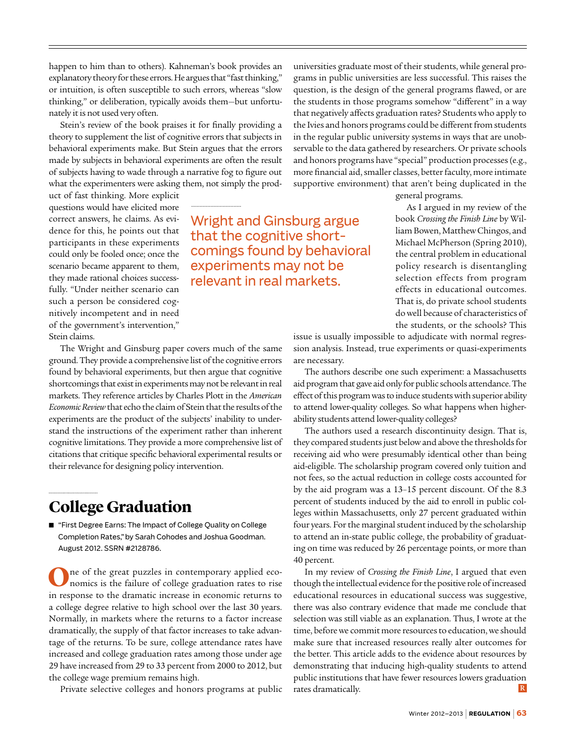happen to him than to others). Kahneman's book provides an explanatory theory for these errors. He argues that "fast thinking," or intuition, is often susceptible to such errors, whereas "slow thinking," or deliberation, typically avoids them—but unfortunately it is not used very often.

Stein's review of the book praises it for finally providing a theory to supplement the list of cognitive errors that subjects in behavioral experiments make. But Stein argues that the errors made by subjects in behavioral experiments are often the result of subjects having to wade through a narrative fog to figure out what the experimenters were asking them, not simply the product of fast thinking. More explicit questions would have elicited more correct answers, he claims. As evidence for this, he points out that participants in these experiments could only be fooled once; once the scenario became apparent to them, they made rational choices successfully. "Under neither scenario can such a person be considered cognitively incompetent and in need of the government's intervention," Stein claims.

Wright and Ginsburg argue that the cognitive shortcomings found by behavioral experiments may not be relevant in real markets.

The Wright and Ginsburg paper covers much of the same ground. They provide a comprehensive list of the cognitive errors found by behavioral experiments, but then argue that cognitive shortcomings that exist in experiments may not be relevant in real markets. They reference articles by Charles Plott in the *American Economic Review* that echo the claim of Stein that the results of the experiments are the product of the subjects' inability to understand the instructions of the experiment rather than inherent cognitive limitations. They provide a more comprehensive list of citations that critique specific behavioral experimental results or their relevance for designing policy intervention.

## College Graduation

- "First Degree Earns: The Impact of College Quality on College Completion Rates," by Sarah Cohodes and Joshua Goodman. August 2012. SSRN #2128786.

One of the great puzzles in contemporary applied economics is the failure of college graduation rates to rise in response to the dramatic increase in economic returns to a college degree relative to high school over the last 30 years. Normally, in markets where the returns to a factor increase dramatically, the supply of that factor increases to take advantage of the returns. To be sure, college attendance rates have increased and college graduation rates among those under age 29 have increased from 29 to 33 percent from 2000 to 2012, but the college wage premium remains high.

Private selective colleges and honors programs at public universities graduate most of their students, while general programs in public universities are less successful. This raises the question, is the design of the general programs flawed, or are the students in those programs somehow "different" in a way that negatively affects graduation rates? Students who apply to the Ivies and honors programs could be different from students in the regular public university systems in ways that are unobservable to the data gathered by researchers. Or private schools and honors programs have "special" production processes (e.g., more financial aid, smaller classes, better faculty, more intimate supportive environment) that aren't being duplicated in the general programs.

As I argued in my review of the book *Crossing the Finish Line* by William Bowen, Matthew Chingos, and Michael McPherson (Spring 2010), the central problem in educational policy research is disentangling selection effects from program effects in educational outcomes. That is, do private school students do well because of characteristics of the students, or the schools? This issue is usually impossible to adjudicate with normal regression analysis. Instead, true experiments or quasi-experiments are necessary.

The authors describe one such experiment: a Massachusetts aid program that gave aid only for public schools attendance. The effect of this program was to induce students with superior ability to attend lower-quality colleges. So what happens when higher-ability students attend lower-quality colleges?

The authors used a research discontinuity design. That is, they compared students just below and above the thresholds for receiving aid who were presumably identical other than being aid-eligible. The scholarship program covered only tuition and not fees, so the actual reduction in college costs accounted for by the aid program was a 13–15 percent discount. Of the 8.3 percent of students induced by the aid to enroll in public colleges within Massachusetts, only 27 percent graduated within four years. For the marginal student induced by the scholarship to attend an in-state public college, the probability of graduating on time was reduced by 26 percentage points, or more than 40 percent.

In my review of *Crossing the Finish Line*, I argued that even though the intellectual evidence for the positive role of increased educational resources in educational success was suggestive, there was also contrary evidence that made me conclude that selection was still viable as an explanation. Thus, I wrote at the time, before we commit more resources to education, we should make sure that increased resources really alter outcomes for the better. This article adds to the evidence about resources by demonstrating that inducing high-quality students to attend public institutions that have fewer resources lowers graduation rates dramatically.